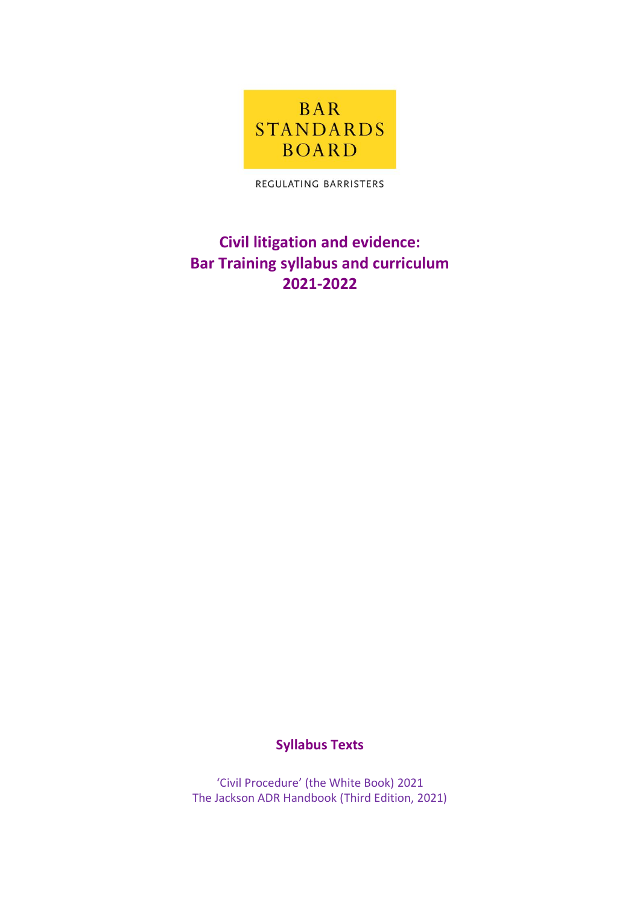BAR STANDARDS BOARD

REGULATING BARRISTERS

# Civil litigation and evidence: Bar Training syllabus and curriculum 2021-2022

## Syllabus Texts

'Civil Procedure' (the White Book) 2021
The Jackson ADR Handbook (Third Edition, 2021)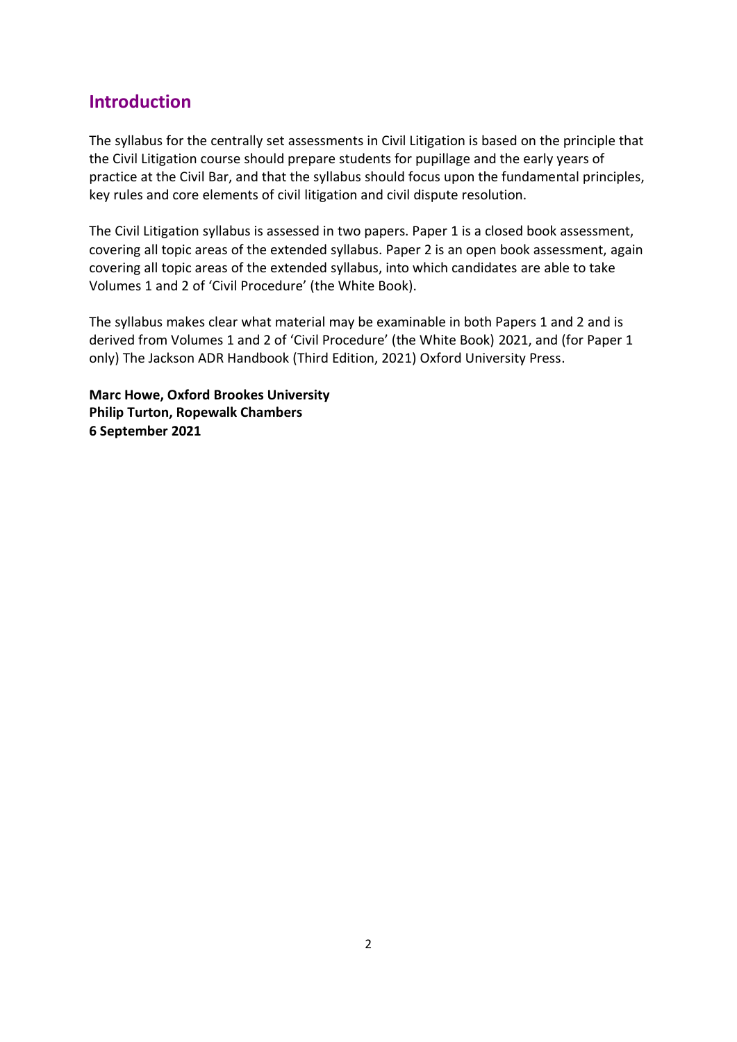## Introduction

The syllabus for the centrally set assessments in Civil Litigation is based on the principle that the Civil Litigation course should prepare students for pupillage and the early years of practice at the Civil Bar, and that the syllabus should focus upon the fundamental principles, key rules and core elements of civil litigation and civil dispute resolution.

The Civil Litigation syllabus is assessed in two papers. Paper 1 is a closed book assessment, covering all topic areas of the extended syllabus. Paper 2 is an open book assessment, again covering all topic areas of the extended syllabus, into which candidates are able to take Volumes 1 and 2 of 'Civil Procedure' (the White Book).

The syllabus makes clear what material may be examinable in both Papers 1 and 2 and is derived from Volumes 1 and 2 of 'Civil Procedure' (the White Book) 2021, and (for Paper 1 only) The Jackson ADR Handbook (Third Edition, 2021) Oxford University Press.

**Marc Howe, Oxford Brookes University**
**Philip Turton, Ropewalk Chambers**
**6 September 2021**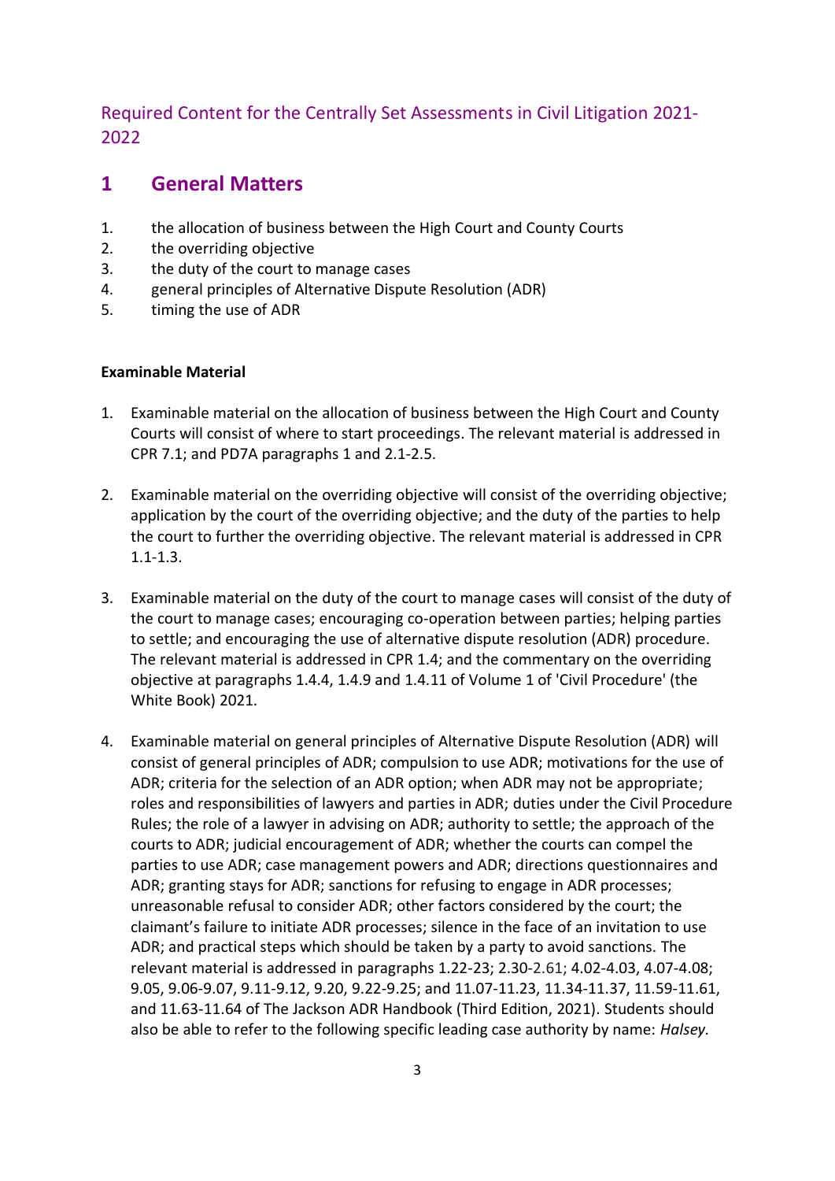Required Content for the Centrally Set Assessments in Civil Litigation 2021-2022

# 1 General Matters

1. the allocation of business between the High Court and County Courts
2. the overriding objective
3. the duty of the court to manage cases
4. general principles of Alternative Dispute Resolution (ADR)
5. timing the use of ADR

**Examinable Material**

1. Examinable material on the allocation of business between the High Court and County Courts will consist of where to start proceedings. The relevant material is addressed in CPR 7.1; and PD7A paragraphs 1 and 2.1-2.5.

2. Examinable material on the overriding objective will consist of the overriding objective; application by the court of the overriding objective; and the duty of the parties to help the court to further the overriding objective. The relevant material is addressed in CPR 1.1-1.3.

3. Examinable material on the duty of the court to manage cases will consist of the duty of the court to manage cases; encouraging co-operation between parties; helping parties to settle; and encouraging the use of alternative dispute resolution (ADR) procedure. The relevant material is addressed in CPR 1.4; and the commentary on the overriding objective at paragraphs 1.4.4, 1.4.9 and 1.4.11 of Volume 1 of 'Civil Procedure' (the White Book) 2021.

4. Examinable material on general principles of Alternative Dispute Resolution (ADR) will consist of general principles of ADR; compulsion to use ADR; motivations for the use of ADR; criteria for the selection of an ADR option; when ADR may not be appropriate; roles and responsibilities of lawyers and parties in ADR; duties under the Civil Procedure Rules; the role of a lawyer in advising on ADR; authority to settle; the approach of the courts to ADR; judicial encouragement of ADR; whether the courts can compel the parties to use ADR; case management powers and ADR; directions questionnaires and ADR; granting stays for ADR; sanctions for refusing to engage in ADR processes; unreasonable refusal to consider ADR; other factors considered by the court; the claimant's failure to initiate ADR processes; silence in the face of an invitation to use ADR; and practical steps which should be taken by a party to avoid sanctions. The relevant material is addressed in paragraphs 1.22-23; 2.30-2.61; 4.02-4.03, 4.07-4.08; 9.05, 9.06-9.07, 9.11-9.12, 9.20, 9.22-9.25; and 11.07-11.23, 11.34-11.37, 11.59-11.61, and 11.63-11.64 of The Jackson ADR Handbook (Third Edition, 2021). Students should also be able to refer to the following specific leading case authority by name: *Halsey.*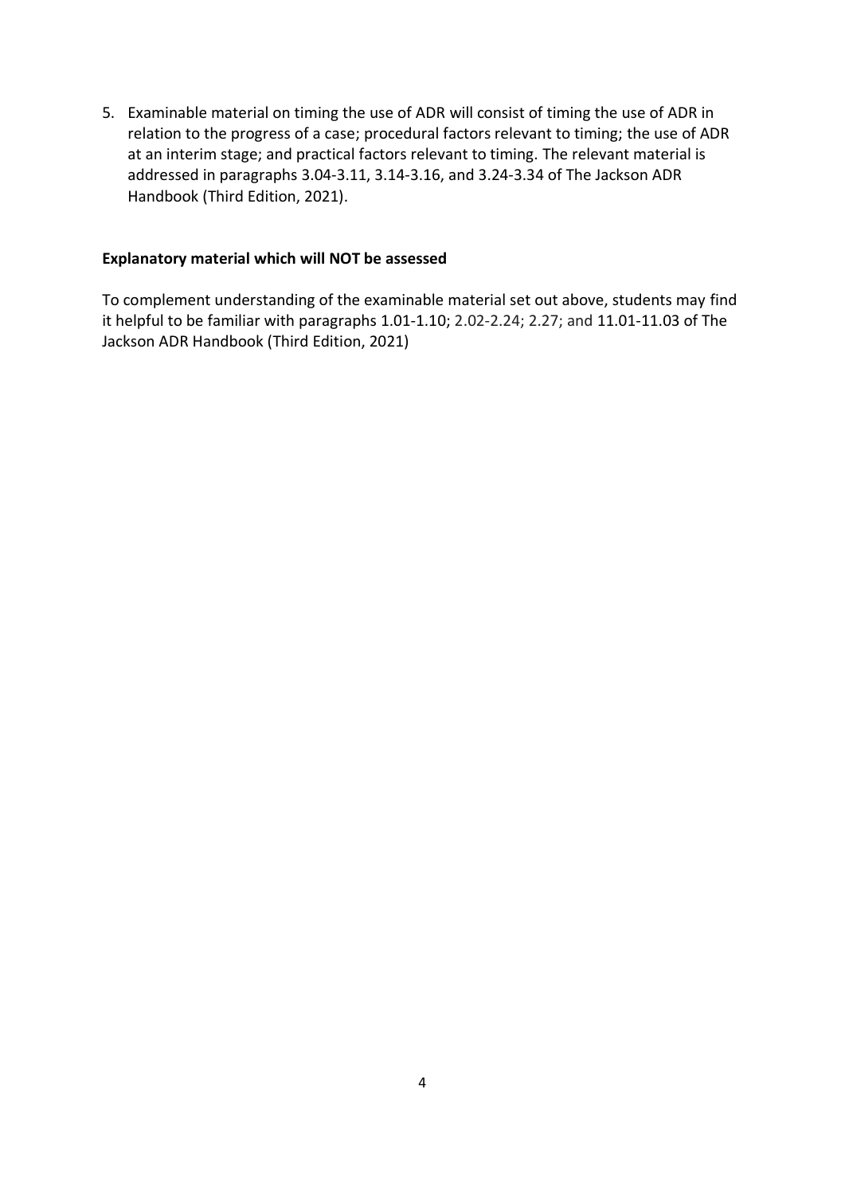5. Examinable material on timing the use of ADR will consist of timing the use of ADR in relation to the progress of a case; procedural factors relevant to timing; the use of ADR at an interim stage; and practical factors relevant to timing. The relevant material is addressed in paragraphs 3.04-3.11, 3.14-3.16, and 3.24-3.34 of The Jackson ADR Handbook (Third Edition, 2021).

**Explanatory material which will NOT be assessed**

To complement understanding of the examinable material set out above, students may find it helpful to be familiar with paragraphs 1.01-1.10; 2.02-2.24; 2.27; and 11.01-11.03 of The Jackson ADR Handbook (Third Edition, 2021)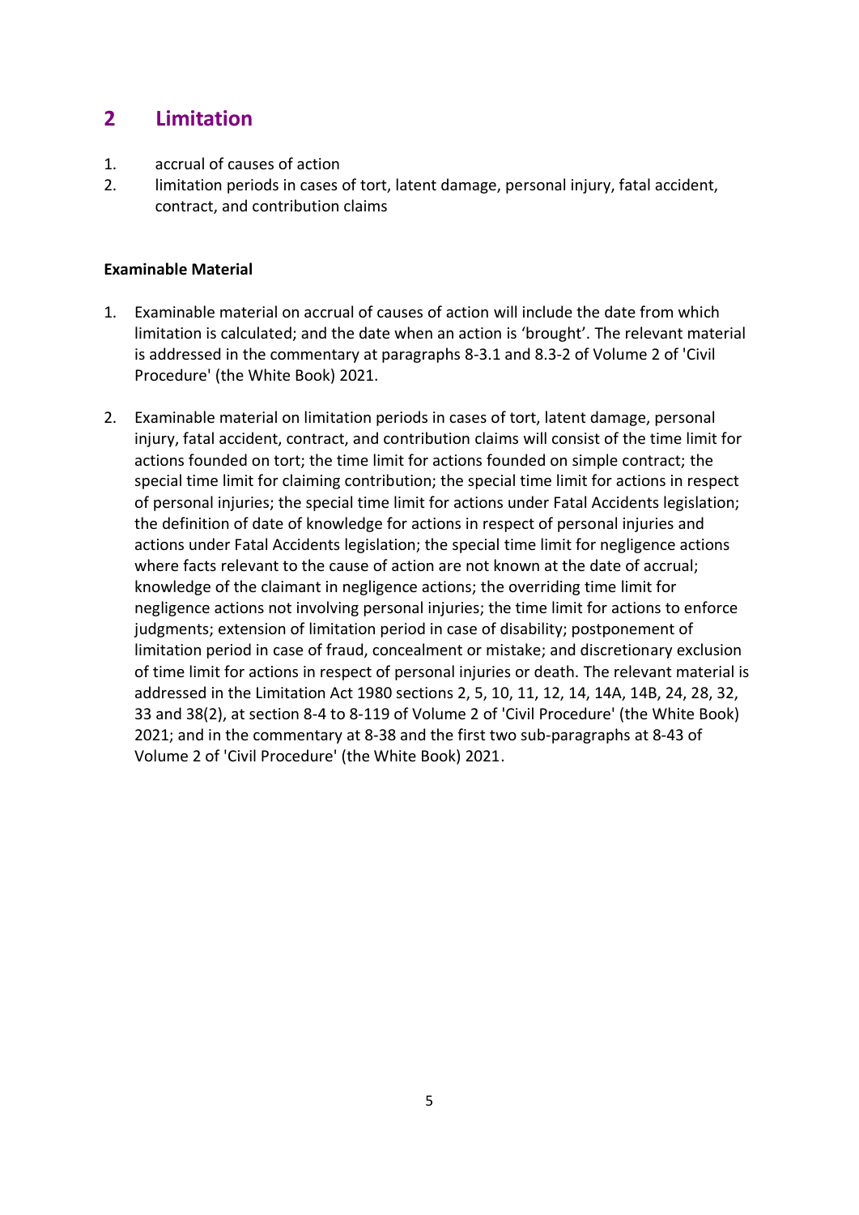## 2 Limitation

1. accrual of causes of action
2. limitation periods in cases of tort, latent damage, personal injury, fatal accident, contract, and contribution claims

**Examinable Material**

1. Examinable material on accrual of causes of action will include the date from which limitation is calculated; and the date when an action is 'brought'. The relevant material is addressed in the commentary at paragraphs 8-3.1 and 8.3-2 of Volume 2 of 'Civil Procedure' (the White Book) 2021.

2. Examinable material on limitation periods in cases of tort, latent damage, personal injury, fatal accident, contract, and contribution claims will consist of the time limit for actions founded on tort; the time limit for actions founded on simple contract; the special time limit for claiming contribution; the special time limit for actions in respect of personal injuries; the special time limit for actions under Fatal Accidents legislation; the definition of date of knowledge for actions in respect of personal injuries and actions under Fatal Accidents legislation; the special time limit for negligence actions where facts relevant to the cause of action are not known at the date of accrual; knowledge of the claimant in negligence actions; the overriding time limit for negligence actions not involving personal injuries; the time limit for actions to enforce judgments; extension of limitation period in case of disability; postponement of limitation period in case of fraud, concealment or mistake; and discretionary exclusion of time limit for actions in respect of personal injuries or death. The relevant material is addressed in the Limitation Act 1980 sections 2, 5, 10, 11, 12, 14, 14A, 14B, 24, 28, 32, 33 and 38(2), at section 8-4 to 8-119 of Volume 2 of 'Civil Procedure' (the White Book) 2021; and in the commentary at 8-38 and the first two sub-paragraphs at 8-43 of Volume 2 of 'Civil Procedure' (the White Book) 2021.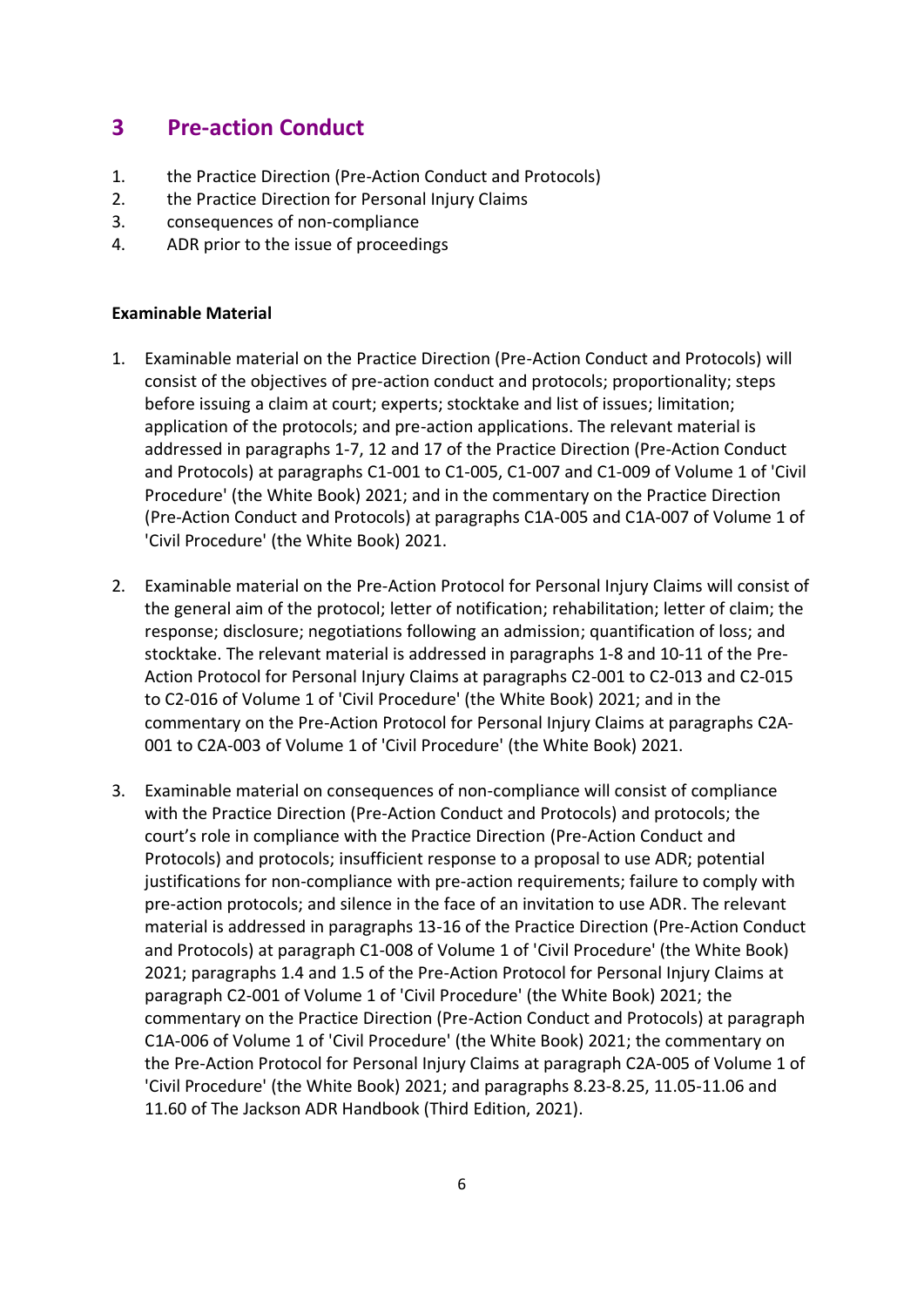## 3 Pre-action Conduct

1. the Practice Direction (Pre-Action Conduct and Protocols)
2. the Practice Direction for Personal Injury Claims
3. consequences of non-compliance
4. ADR prior to the issue of proceedings

**Examinable Material**

1. Examinable material on the Practice Direction (Pre-Action Conduct and Protocols) will consist of the objectives of pre-action conduct and protocols; proportionality; steps before issuing a claim at court; experts; stocktake and list of issues; limitation; application of the protocols; and pre-action applications. The relevant material is addressed in paragraphs 1-7, 12 and 17 of the Practice Direction (Pre-Action Conduct and Protocols) at paragraphs C1-001 to C1-005, C1-007 and C1-009 of Volume 1 of 'Civil Procedure' (the White Book) 2021; and in the commentary on the Practice Direction (Pre-Action Conduct and Protocols) at paragraphs C1A-005 and C1A-007 of Volume 1 of 'Civil Procedure' (the White Book) 2021.

2. Examinable material on the Pre-Action Protocol for Personal Injury Claims will consist of the general aim of the protocol; letter of notification; rehabilitation; letter of claim; the response; disclosure; negotiations following an admission; quantification of loss; and stocktake. The relevant material is addressed in paragraphs 1-8 and 10-11 of the Pre-Action Protocol for Personal Injury Claims at paragraphs C2-001 to C2-013 and C2-015 to C2-016 of Volume 1 of 'Civil Procedure' (the White Book) 2021; and in the commentary on the Pre-Action Protocol for Personal Injury Claims at paragraphs C2A-001 to C2A-003 of Volume 1 of 'Civil Procedure' (the White Book) 2021.

3. Examinable material on consequences of non-compliance will consist of compliance with the Practice Direction (Pre-Action Conduct and Protocols) and protocols; the court's role in compliance with the Practice Direction (Pre-Action Conduct and Protocols) and protocols; insufficient response to a proposal to use ADR; potential justifications for non-compliance with pre-action requirements; failure to comply with pre-action protocols; and silence in the face of an invitation to use ADR. The relevant material is addressed in paragraphs 13-16 of the Practice Direction (Pre-Action Conduct and Protocols) at paragraph C1-008 of Volume 1 of 'Civil Procedure' (the White Book) 2021; paragraphs 1.4 and 1.5 of the Pre-Action Protocol for Personal Injury Claims at paragraph C2-001 of Volume 1 of 'Civil Procedure' (the White Book) 2021; the commentary on the Practice Direction (Pre-Action Conduct and Protocols) at paragraph C1A-006 of Volume 1 of 'Civil Procedure' (the White Book) 2021; the commentary on the Pre-Action Protocol for Personal Injury Claims at paragraph C2A-005 of Volume 1 of 'Civil Procedure' (the White Book) 2021; and paragraphs 8.23-8.25, 11.05-11.06 and 11.60 of The Jackson ADR Handbook (Third Edition, 2021).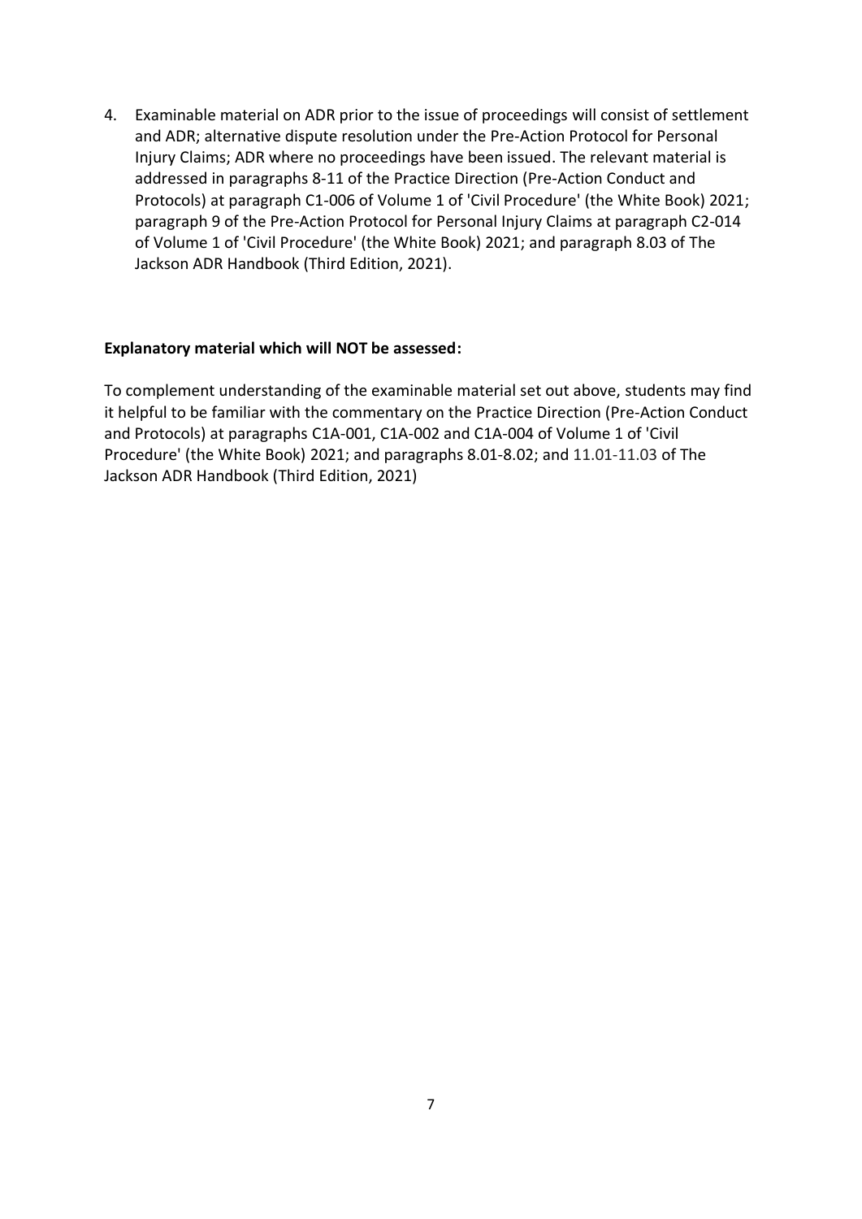4. Examinable material on ADR prior to the issue of proceedings will consist of settlement and ADR; alternative dispute resolution under the Pre-Action Protocol for Personal Injury Claims; ADR where no proceedings have been issued. The relevant material is addressed in paragraphs 8-11 of the Practice Direction (Pre-Action Conduct and Protocols) at paragraph C1-006 of Volume 1 of 'Civil Procedure' (the White Book) 2021; paragraph 9 of the Pre-Action Protocol for Personal Injury Claims at paragraph C2-014 of Volume 1 of 'Civil Procedure' (the White Book) 2021; and paragraph 8.03 of The Jackson ADR Handbook (Third Edition, 2021).

**Explanatory material which will NOT be assessed:**

To complement understanding of the examinable material set out above, students may find it helpful to be familiar with the commentary on the Practice Direction (Pre-Action Conduct and Protocols) at paragraphs C1A-001, C1A-002 and C1A-004 of Volume 1 of 'Civil Procedure' (the White Book) 2021; and paragraphs 8.01-8.02; and 11.01-11.03 of The Jackson ADR Handbook (Third Edition, 2021)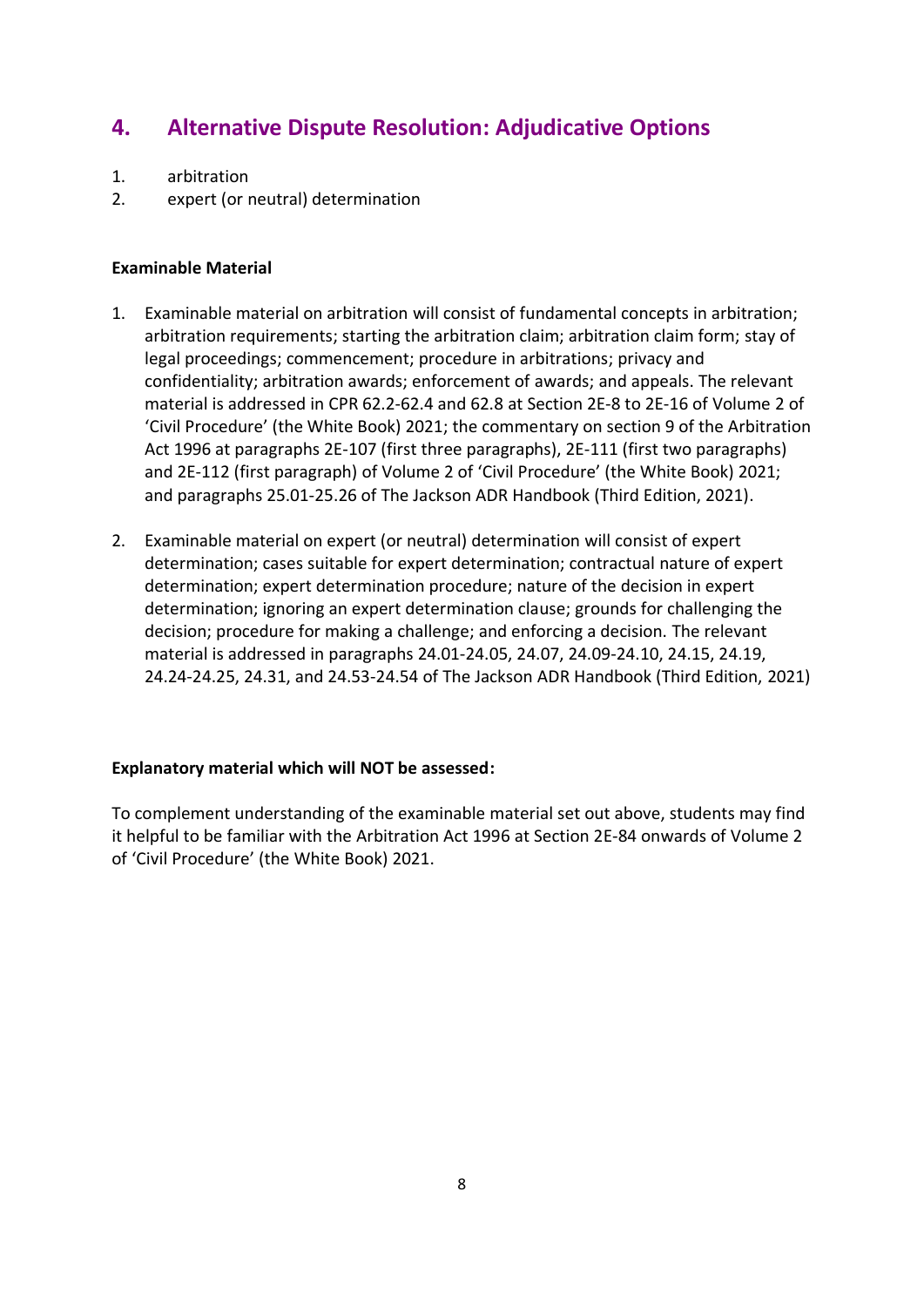## 4. Alternative Dispute Resolution: Adjudicative Options

1. arbitration
2. expert (or neutral) determination

**Examinable Material**

1. Examinable material on arbitration will consist of fundamental concepts in arbitration; arbitration requirements; starting the arbitration claim; arbitration claim form; stay of legal proceedings; commencement; procedure in arbitrations; privacy and confidentiality; arbitration awards; enforcement of awards; and appeals. The relevant material is addressed in CPR 62.2-62.4 and 62.8 at Section 2E-8 to 2E-16 of Volume 2 of 'Civil Procedure' (the White Book) 2021; the commentary on section 9 of the Arbitration Act 1996 at paragraphs 2E-107 (first three paragraphs), 2E-111 (first two paragraphs) and 2E-112 (first paragraph) of Volume 2 of 'Civil Procedure' (the White Book) 2021; and paragraphs 25.01-25.26 of The Jackson ADR Handbook (Third Edition, 2021).

2. Examinable material on expert (or neutral) determination will consist of expert determination; cases suitable for expert determination; contractual nature of expert determination; expert determination procedure; nature of the decision in expert determination; ignoring an expert determination clause; grounds for challenging the decision; procedure for making a challenge; and enforcing a decision. The relevant material is addressed in paragraphs 24.01-24.05, 24.07, 24.09-24.10, 24.15, 24.19, 24.24-24.25, 24.31, and 24.53-24.54 of The Jackson ADR Handbook (Third Edition, 2021)

**Explanatory material which will NOT be assessed:**

To complement understanding of the examinable material set out above, students may find it helpful to be familiar with the Arbitration Act 1996 at Section 2E-84 onwards of Volume 2 of 'Civil Procedure' (the White Book) 2021.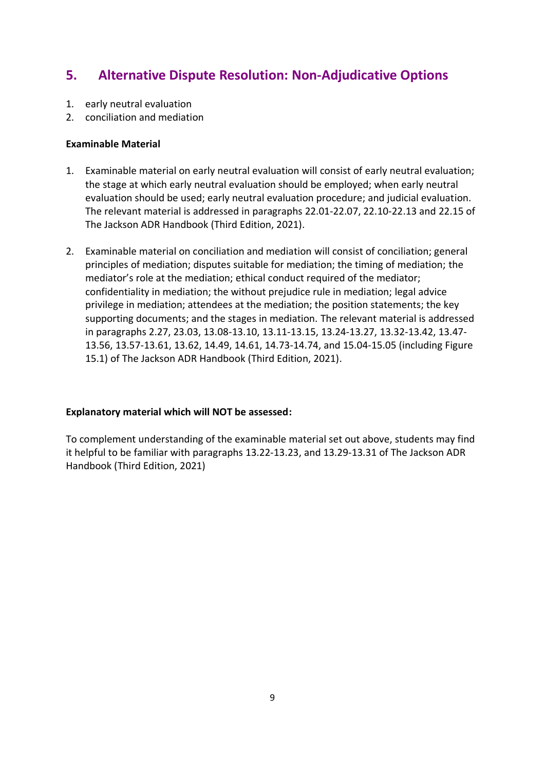## 5. Alternative Dispute Resolution: Non-Adjudicative Options

1. early neutral evaluation
2. conciliation and mediation

**Examinable Material**

1. Examinable material on early neutral evaluation will consist of early neutral evaluation; the stage at which early neutral evaluation should be employed; when early neutral evaluation should be used; early neutral evaluation procedure; and judicial evaluation. The relevant material is addressed in paragraphs 22.01-22.07, 22.10-22.13 and 22.15 of The Jackson ADR Handbook (Third Edition, 2021).

2. Examinable material on conciliation and mediation will consist of conciliation; general principles of mediation; disputes suitable for mediation; the timing of mediation; the mediator's role at the mediation; ethical conduct required of the mediator; confidentiality in mediation; the without prejudice rule in mediation; legal advice privilege in mediation; attendees at the mediation; the position statements; the key supporting documents; and the stages in mediation. The relevant material is addressed in paragraphs 2.27, 23.03, 13.08-13.10, 13.11-13.15, 13.24-13.27, 13.32-13.42, 13.47-13.56, 13.57-13.61, 13.62, 14.49, 14.61, 14.73-14.74, and 15.04-15.05 (including Figure 15.1) of The Jackson ADR Handbook (Third Edition, 2021).

**Explanatory material which will NOT be assessed:**

To complement understanding of the examinable material set out above, students may find it helpful to be familiar with paragraphs 13.22-13.23, and 13.29-13.31 of The Jackson ADR Handbook (Third Edition, 2021)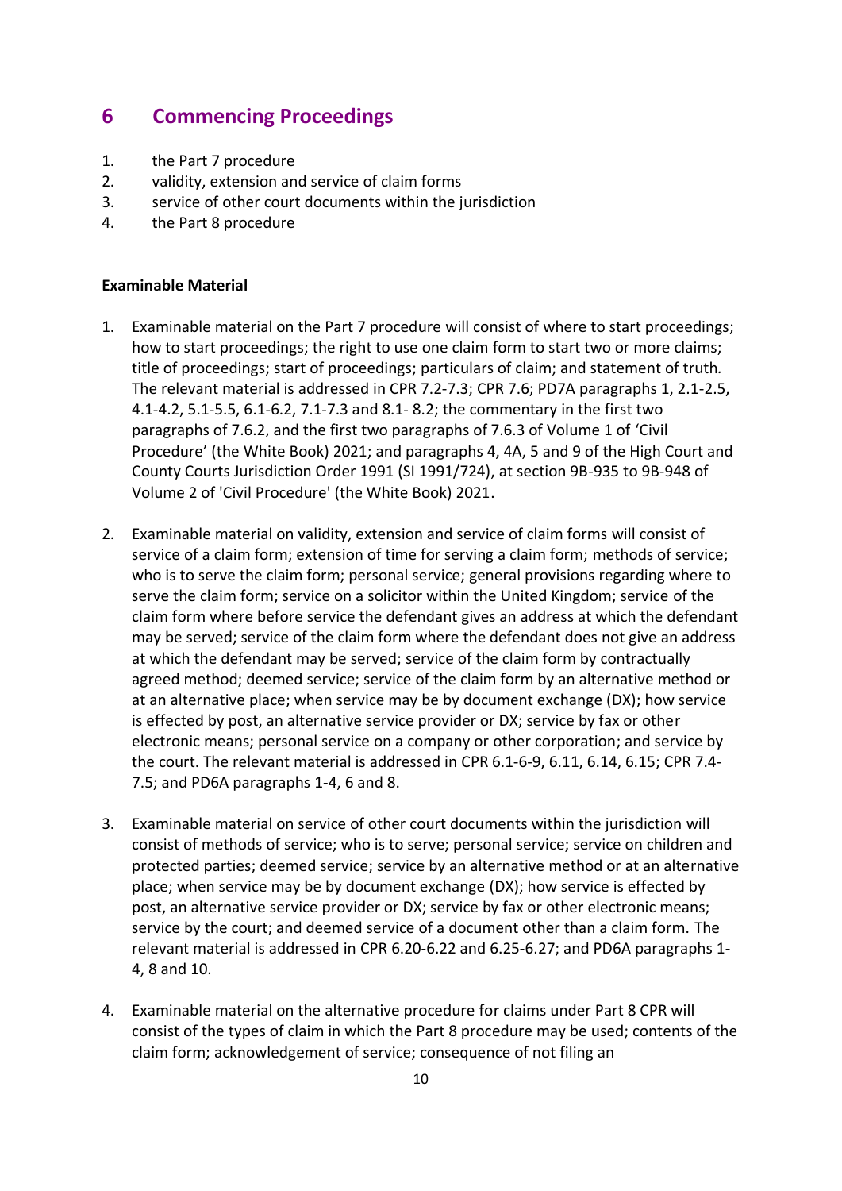## 6 Commencing Proceedings

1. the Part 7 procedure
2. validity, extension and service of claim forms
3. service of other court documents within the jurisdiction
4. the Part 8 procedure

**Examinable Material**

1. Examinable material on the Part 7 procedure will consist of where to start proceedings; how to start proceedings; the right to use one claim form to start two or more claims; title of proceedings; start of proceedings; particulars of claim; and statement of truth. The relevant material is addressed in CPR 7.2-7.3; CPR 7.6; PD7A paragraphs 1, 2.1-2.5, 4.1-4.2, 5.1-5.5, 6.1-6.2, 7.1-7.3 and 8.1- 8.2; the commentary in the first two paragraphs of 7.6.2, and the first two paragraphs of 7.6.3 of Volume 1 of 'Civil Procedure' (the White Book) 2021; and paragraphs 4, 4A, 5 and 9 of the High Court and County Courts Jurisdiction Order 1991 (SI 1991/724), at section 9B-935 to 9B-948 of Volume 2 of 'Civil Procedure' (the White Book) 2021.

2. Examinable material on validity, extension and service of claim forms will consist of service of a claim form; extension of time for serving a claim form; methods of service; who is to serve the claim form; personal service; general provisions regarding where to serve the claim form; service on a solicitor within the United Kingdom; service of the claim form where before service the defendant gives an address at which the defendant may be served; service of the claim form where the defendant does not give an address at which the defendant may be served; service of the claim form by contractually agreed method; deemed service; service of the claim form by an alternative method or at an alternative place; when service may be by document exchange (DX); how service is effected by post, an alternative service provider or DX; service by fax or other electronic means; personal service on a company or other corporation; and service by the court. The relevant material is addressed in CPR 6.1-6-9, 6.11, 6.14, 6.15; CPR 7.4-7.5; and PD6A paragraphs 1-4, 6 and 8.

3. Examinable material on service of other court documents within the jurisdiction will consist of methods of service; who is to serve; personal service; service on children and protected parties; deemed service; service by an alternative method or at an alternative place; when service may be by document exchange (DX); how service is effected by post, an alternative service provider or DX; service by fax or other electronic means; service by the court; and deemed service of a document other than a claim form. The relevant material is addressed in CPR 6.20-6.22 and 6.25-6.27; and PD6A paragraphs 1-4, 8 and 10.

4. Examinable material on the alternative procedure for claims under Part 8 CPR will consist of the types of claim in which the Part 8 procedure may be used; contents of the claim form; acknowledgement of service; consequence of not filing an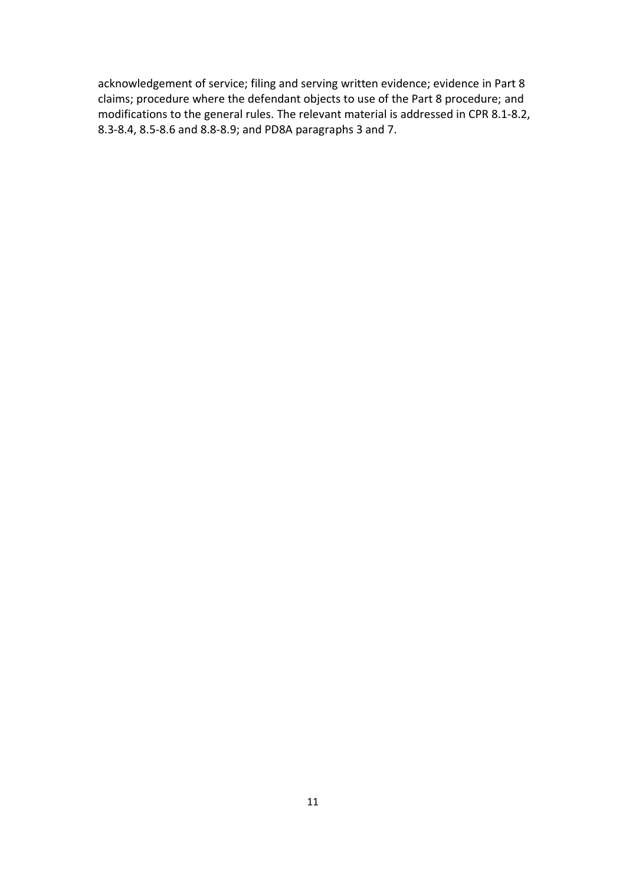acknowledgement of service; filing and serving written evidence; evidence in Part 8 claims; procedure where the defendant objects to use of the Part 8 procedure; and modifications to the general rules. The relevant material is addressed in CPR 8.1-8.2, 8.3-8.4, 8.5-8.6 and 8.8-8.9; and PD8A paragraphs 3 and 7.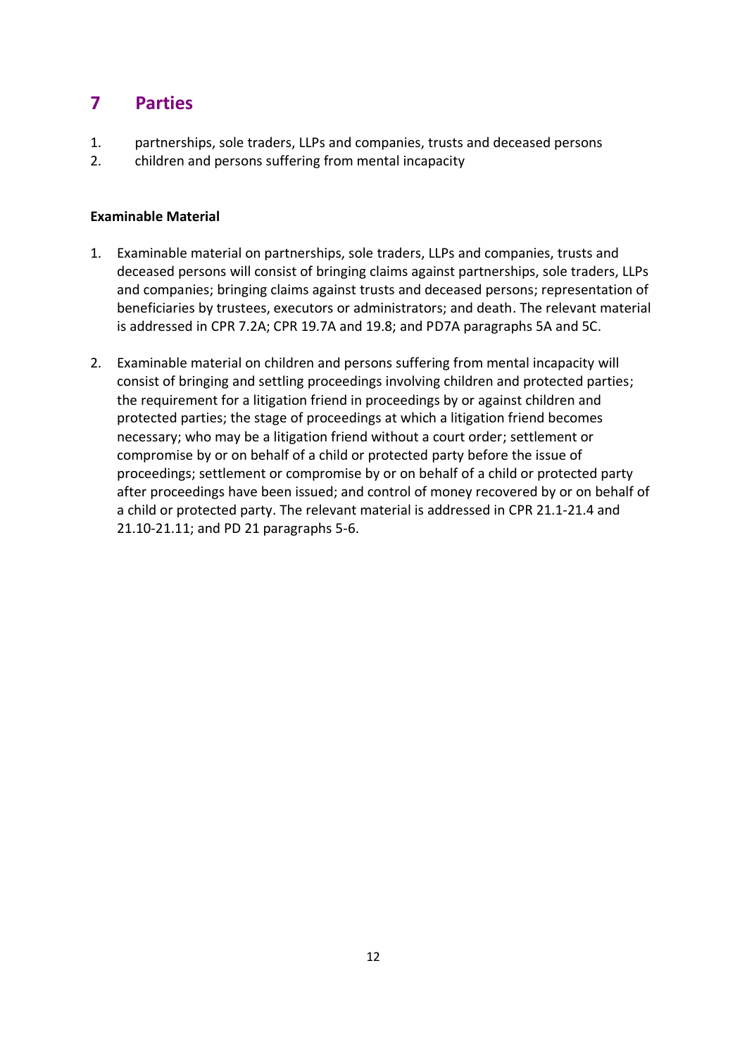# 7 Parties

1. partnerships, sole traders, LLPs and companies, trusts and deceased persons
2. children and persons suffering from mental incapacity

**Examinable Material**

1. Examinable material on partnerships, sole traders, LLPs and companies, trusts and deceased persons will consist of bringing claims against partnerships, sole traders, LLPs and companies; bringing claims against trusts and deceased persons; representation of beneficiaries by trustees, executors or administrators; and death. The relevant material is addressed in CPR 7.2A; CPR 19.7A and 19.8; and PD7A paragraphs 5A and 5C.

2. Examinable material on children and persons suffering from mental incapacity will consist of bringing and settling proceedings involving children and protected parties; the requirement for a litigation friend in proceedings by or against children and protected parties; the stage of proceedings at which a litigation friend becomes necessary; who may be a litigation friend without a court order; settlement or compromise by or on behalf of a child or protected party before the issue of proceedings; settlement or compromise by or on behalf of a child or protected party after proceedings have been issued; and control of money recovered by or on behalf of a child or protected party. The relevant material is addressed in CPR 21.1-21.4 and 21.10-21.11; and PD 21 paragraphs 5-6.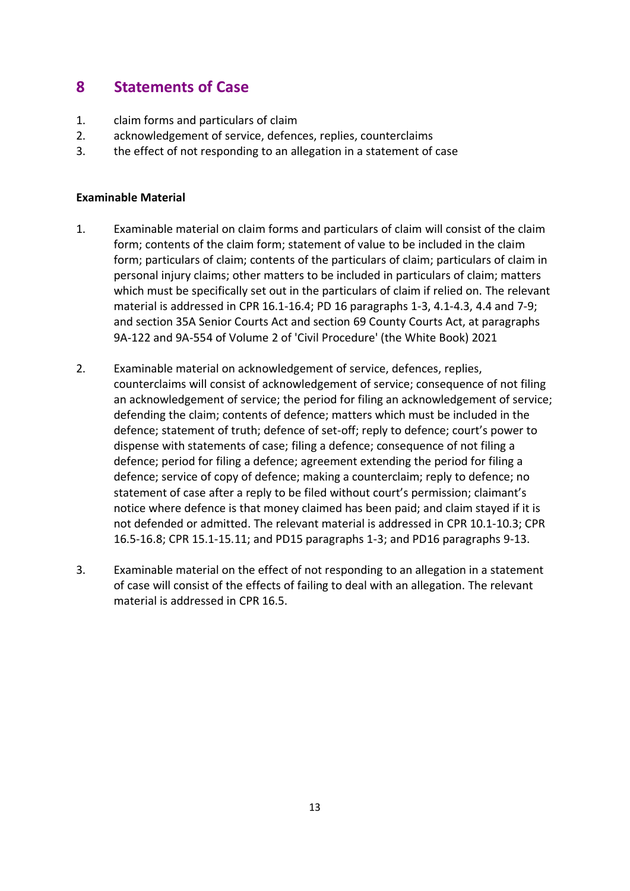## 8 Statements of Case

1. claim forms and particulars of claim
2. acknowledgement of service, defences, replies, counterclaims
3. the effect of not responding to an allegation in a statement of case

**Examinable Material**

1. Examinable material on claim forms and particulars of claim will consist of the claim form; contents of the claim form; statement of value to be included in the claim form; particulars of claim; contents of the particulars of claim; particulars of claim in personal injury claims; other matters to be included in particulars of claim; matters which must be specifically set out in the particulars of claim if relied on. The relevant material is addressed in CPR 16.1-16.4; PD 16 paragraphs 1-3, 4.1-4.3, 4.4 and 7-9; and section 35A Senior Courts Act and section 69 County Courts Act, at paragraphs 9A-122 and 9A-554 of Volume 2 of 'Civil Procedure' (the White Book) 2021

2. Examinable material on acknowledgement of service, defences, replies, counterclaims will consist of acknowledgement of service; consequence of not filing an acknowledgement of service; the period for filing an acknowledgement of service; defending the claim; contents of defence; matters which must be included in the defence; statement of truth; defence of set-off; reply to defence; court's power to dispense with statements of case; filing a defence; consequence of not filing a defence; period for filing a defence; agreement extending the period for filing a defence; service of copy of defence; making a counterclaim; reply to defence; no statement of case after a reply to be filed without court's permission; claimant's notice where defence is that money claimed has been paid; and claim stayed if it is not defended or admitted. The relevant material is addressed in CPR 10.1-10.3; CPR 16.5-16.8; CPR 15.1-15.11; and PD15 paragraphs 1-3; and PD16 paragraphs 9-13.

3. Examinable material on the effect of not responding to an allegation in a statement of case will consist of the effects of failing to deal with an allegation. The relevant material is addressed in CPR 16.5.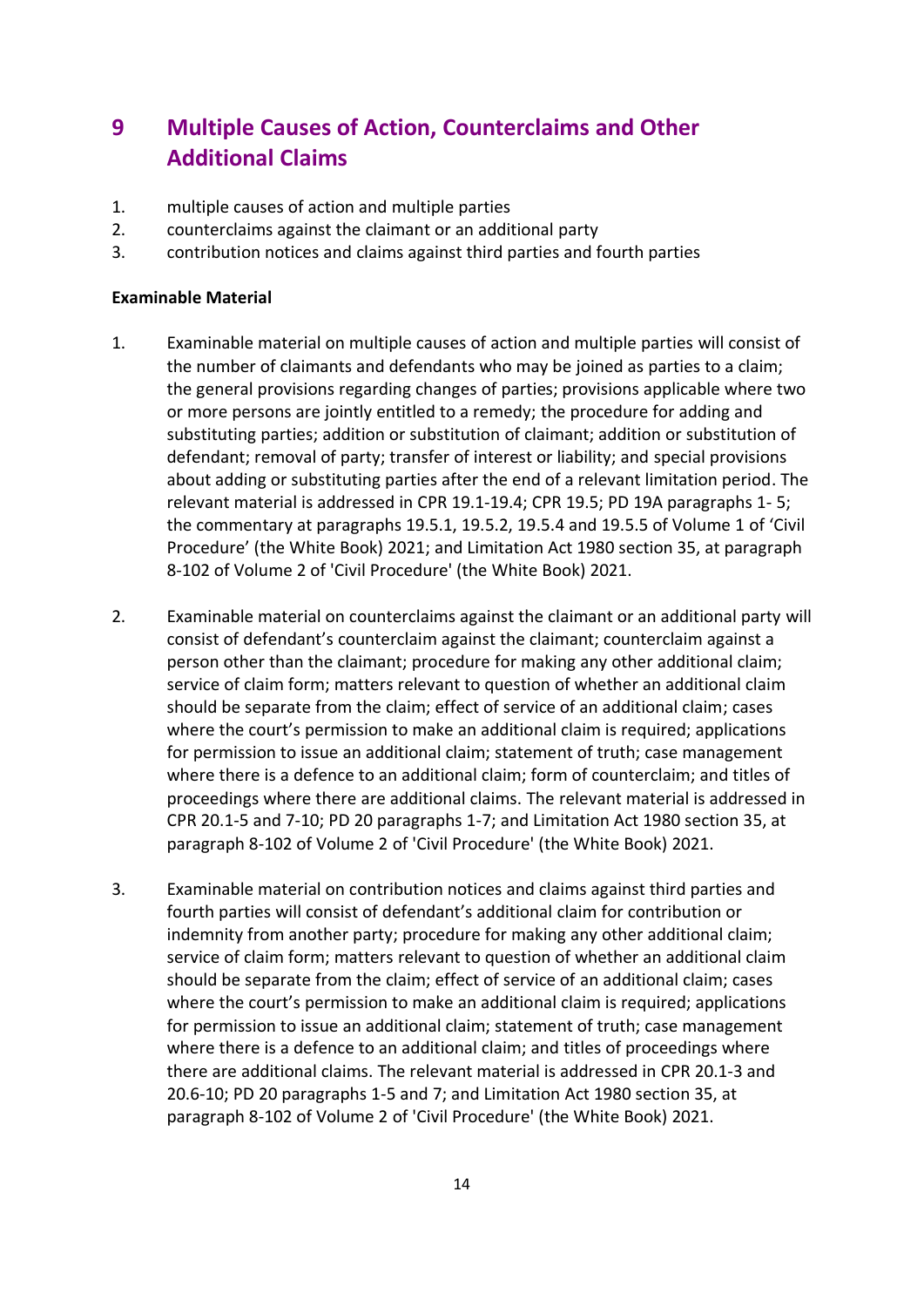# 9 Multiple Causes of Action, Counterclaims and Other Additional Claims

1. multiple causes of action and multiple parties
2. counterclaims against the claimant or an additional party
3. contribution notices and claims against third parties and fourth parties

**Examinable Material**

1. Examinable material on multiple causes of action and multiple parties will consist of the number of claimants and defendants who may be joined as parties to a claim; the general provisions regarding changes of parties; provisions applicable where two or more persons are jointly entitled to a remedy; the procedure for adding and substituting parties; addition or substitution of claimant; addition or substitution of defendant; removal of party; transfer of interest or liability; and special provisions about adding or substituting parties after the end of a relevant limitation period. The relevant material is addressed in CPR 19.1-19.4; CPR 19.5; PD 19A paragraphs 1- 5; the commentary at paragraphs 19.5.1, 19.5.2, 19.5.4 and 19.5.5 of Volume 1 of 'Civil Procedure' (the White Book) 2021; and Limitation Act 1980 section 35, at paragraph 8-102 of Volume 2 of 'Civil Procedure' (the White Book) 2021.

2. Examinable material on counterclaims against the claimant or an additional party will consist of defendant's counterclaim against the claimant; counterclaim against a person other than the claimant; procedure for making any other additional claim; service of claim form; matters relevant to question of whether an additional claim should be separate from the claim; effect of service of an additional claim; cases where the court's permission to make an additional claim is required; applications for permission to issue an additional claim; statement of truth; case management where there is a defence to an additional claim; form of counterclaim; and titles of proceedings where there are additional claims. The relevant material is addressed in CPR 20.1-5 and 7-10; PD 20 paragraphs 1-7; and Limitation Act 1980 section 35, at paragraph 8-102 of Volume 2 of 'Civil Procedure' (the White Book) 2021.

3. Examinable material on contribution notices and claims against third parties and fourth parties will consist of defendant's additional claim for contribution or indemnity from another party; procedure for making any other additional claim; service of claim form; matters relevant to question of whether an additional claim should be separate from the claim; effect of service of an additional claim; cases where the court's permission to make an additional claim is required; applications for permission to issue an additional claim; statement of truth; case management where there is a defence to an additional claim; and titles of proceedings where there are additional claims. The relevant material is addressed in CPR 20.1-3 and 20.6-10; PD 20 paragraphs 1-5 and 7; and Limitation Act 1980 section 35, at paragraph 8-102 of Volume 2 of 'Civil Procedure' (the White Book) 2021.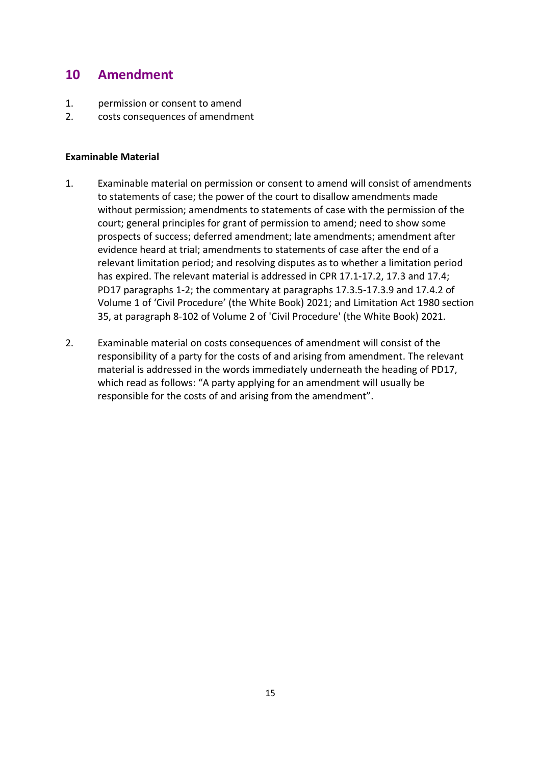## 10 Amendment

1. permission or consent to amend
2. costs consequences of amendment

**Examinable Material**

1. Examinable material on permission or consent to amend will consist of amendments to statements of case; the power of the court to disallow amendments made without permission; amendments to statements of case with the permission of the court; general principles for grant of permission to amend; need to show some prospects of success; deferred amendment; late amendments; amendment after evidence heard at trial; amendments to statements of case after the end of a relevant limitation period; and resolving disputes as to whether a limitation period has expired. The relevant material is addressed in CPR 17.1-17.2, 17.3 and 17.4; PD17 paragraphs 1-2; the commentary at paragraphs 17.3.5-17.3.9 and 17.4.2 of Volume 1 of 'Civil Procedure' (the White Book) 2021; and Limitation Act 1980 section 35, at paragraph 8-102 of Volume 2 of 'Civil Procedure' (the White Book) 2021.

2. Examinable material on costs consequences of amendment will consist of the responsibility of a party for the costs of and arising from amendment. The relevant material is addressed in the words immediately underneath the heading of PD17, which read as follows: "A party applying for an amendment will usually be responsible for the costs of and arising from the amendment".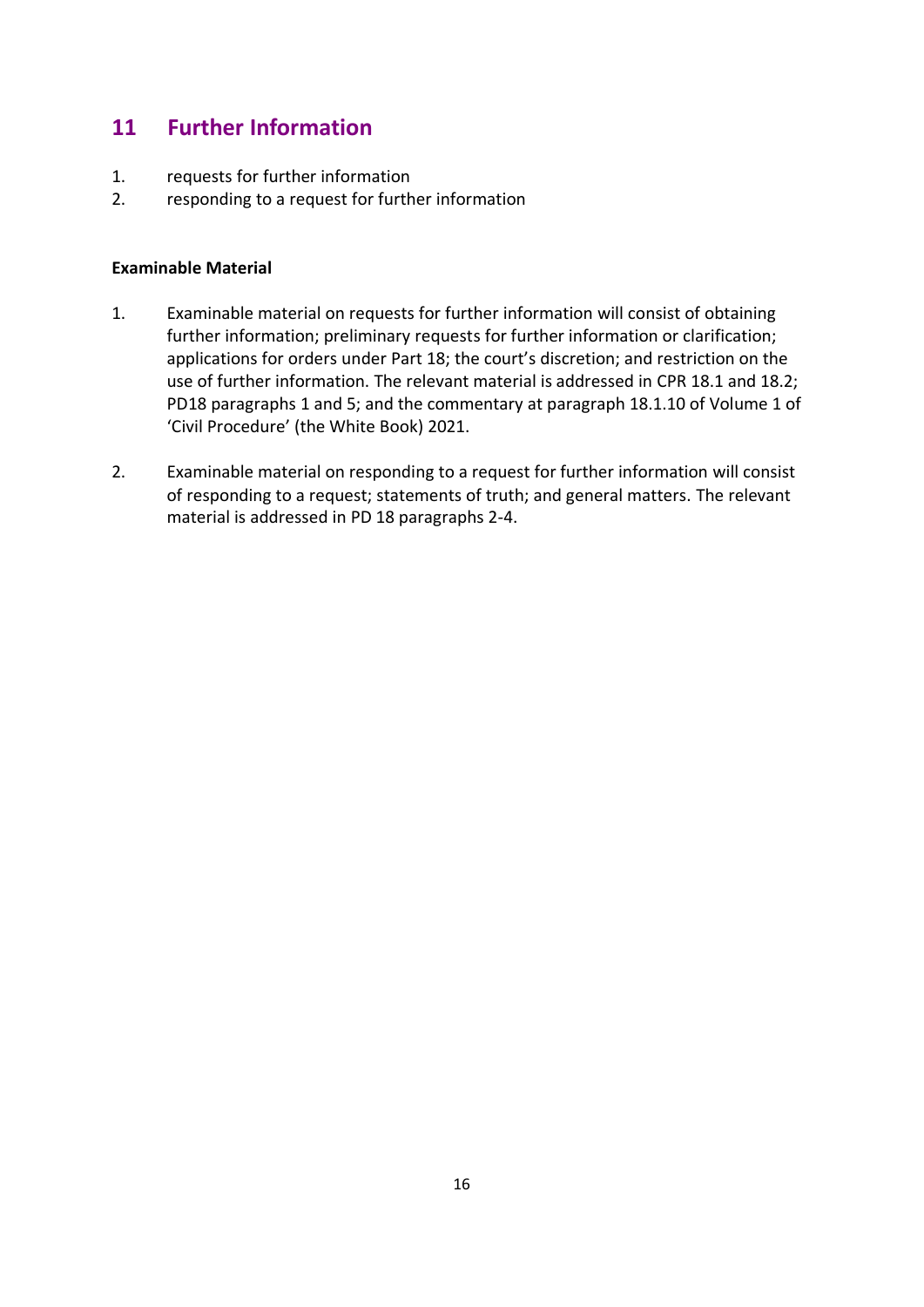## 11 Further Information

1. requests for further information
2. responding to a request for further information

**Examinable Material**

1. Examinable material on requests for further information will consist of obtaining further information; preliminary requests for further information or clarification; applications for orders under Part 18; the court's discretion; and restriction on the use of further information. The relevant material is addressed in CPR 18.1 and 18.2; PD18 paragraphs 1 and 5; and the commentary at paragraph 18.1.10 of Volume 1 of 'Civil Procedure' (the White Book) 2021.

2. Examinable material on responding to a request for further information will consist of responding to a request; statements of truth; and general matters. The relevant material is addressed in PD 18 paragraphs 2-4.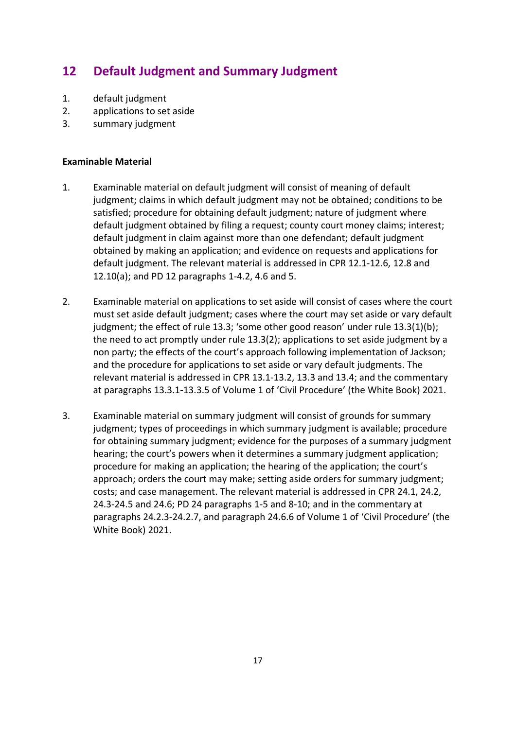## 12 Default Judgment and Summary Judgment

1. default judgment
2. applications to set aside
3. summary judgment

**Examinable Material**

1. Examinable material on default judgment will consist of meaning of default judgment; claims in which default judgment may not be obtained; conditions to be satisfied; procedure for obtaining default judgment; nature of judgment where default judgment obtained by filing a request; county court money claims; interest; default judgment in claim against more than one defendant; default judgment obtained by making an application; and evidence on requests and applications for default judgment. The relevant material is addressed in CPR 12.1-12.6, 12.8 and 12.10(a); and PD 12 paragraphs 1-4.2, 4.6 and 5.

2. Examinable material on applications to set aside will consist of cases where the court must set aside default judgment; cases where the court may set aside or vary default judgment; the effect of rule 13.3; 'some other good reason' under rule 13.3(1)(b); the need to act promptly under rule 13.3(2); applications to set aside judgment by a non party; the effects of the court's approach following implementation of Jackson; and the procedure for applications to set aside or vary default judgments. The relevant material is addressed in CPR 13.1-13.2, 13.3 and 13.4; and the commentary at paragraphs 13.3.1-13.3.5 of Volume 1 of 'Civil Procedure' (the White Book) 2021.

3. Examinable material on summary judgment will consist of grounds for summary judgment; types of proceedings in which summary judgment is available; procedure for obtaining summary judgment; evidence for the purposes of a summary judgment hearing; the court's powers when it determines a summary judgment application; procedure for making an application; the hearing of the application; the court's approach; orders the court may make; setting aside orders for summary judgment; costs; and case management. The relevant material is addressed in CPR 24.1, 24.2, 24.3-24.5 and 24.6; PD 24 paragraphs 1-5 and 8-10; and in the commentary at paragraphs 24.2.3-24.2.7, and paragraph 24.6.6 of Volume 1 of 'Civil Procedure' (the White Book) 2021.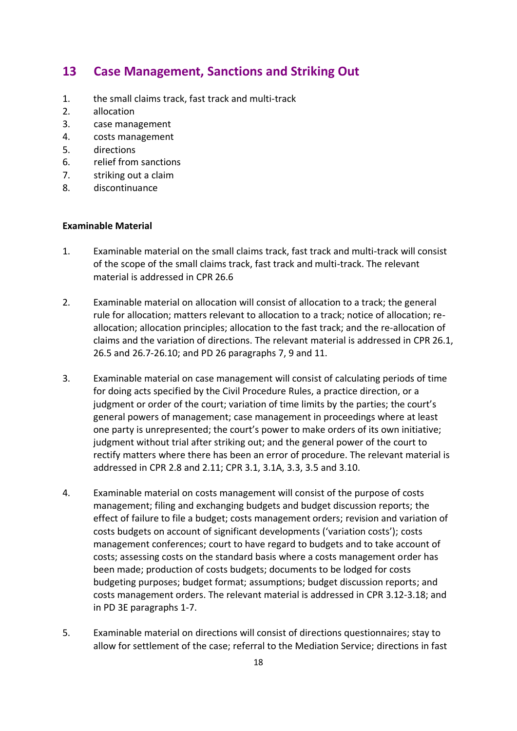## 13 Case Management, Sanctions and Striking Out

1. the small claims track, fast track and multi-track
2. allocation
3. case management
4. costs management
5. directions
6. relief from sanctions
7. striking out a claim
8. discontinuance

**Examinable Material**

1. Examinable material on the small claims track, fast track and multi-track will consist of the scope of the small claims track, fast track and multi-track. The relevant material is addressed in CPR 26.6

2. Examinable material on allocation will consist of allocation to a track; the general rule for allocation; matters relevant to allocation to a track; notice of allocation; re-allocation; allocation principles; allocation to the fast track; and the re-allocation of claims and the variation of directions. The relevant material is addressed in CPR 26.1, 26.5 and 26.7-26.10; and PD 26 paragraphs 7, 9 and 11.

3. Examinable material on case management will consist of calculating periods of time for doing acts specified by the Civil Procedure Rules, a practice direction, or a judgment or order of the court; variation of time limits by the parties; the court's general powers of management; case management in proceedings where at least one party is unrepresented; the court's power to make orders of its own initiative; judgment without trial after striking out; and the general power of the court to rectify matters where there has been an error of procedure. The relevant material is addressed in CPR 2.8 and 2.11; CPR 3.1, 3.1A, 3.3, 3.5 and 3.10.

4. Examinable material on costs management will consist of the purpose of costs management; filing and exchanging budgets and budget discussion reports; the effect of failure to file a budget; costs management orders; revision and variation of costs budgets on account of significant developments ('variation costs'); costs management conferences; court to have regard to budgets and to take account of costs; assessing costs on the standard basis where a costs management order has been made; production of costs budgets; documents to be lodged for costs budgeting purposes; budget format; assumptions; budget discussion reports; and costs management orders. The relevant material is addressed in CPR 3.12-3.18; and in PD 3E paragraphs 1-7.

5. Examinable material on directions will consist of directions questionnaires; stay to allow for settlement of the case; referral to the Mediation Service; directions in fast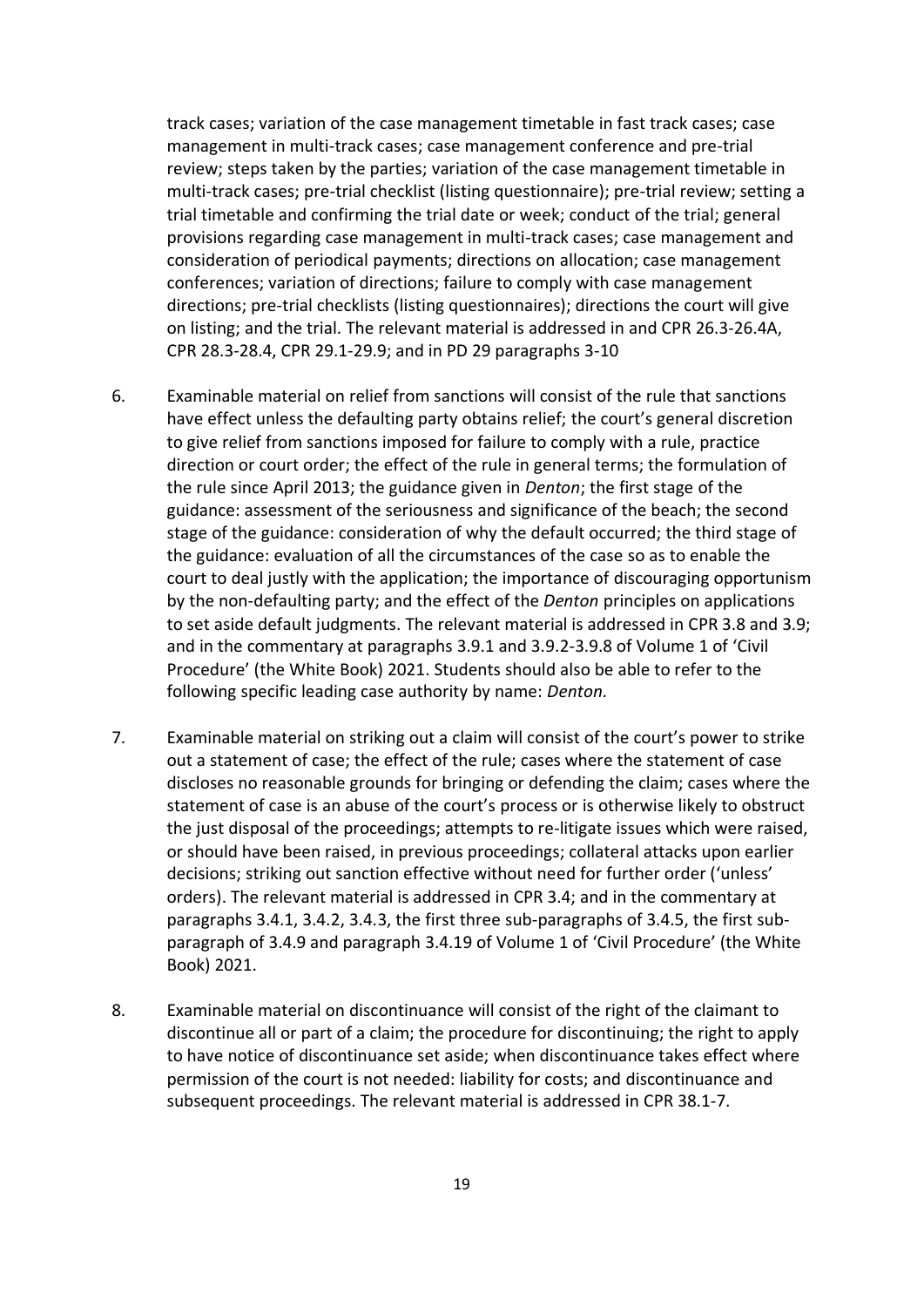track cases; variation of the case management timetable in fast track cases; case management in multi-track cases; case management conference and pre-trial review; steps taken by the parties; variation of the case management timetable in multi-track cases; pre-trial checklist (listing questionnaire); pre-trial review; setting a trial timetable and confirming the trial date or week; conduct of the trial; general provisions regarding case management in multi-track cases; case management and consideration of periodical payments; directions on allocation; case management conferences; variation of directions; failure to comply with case management directions; pre-trial checklists (listing questionnaires); directions the court will give on listing; and the trial. The relevant material is addressed in and CPR 26.3-26.4A, CPR 28.3-28.4, CPR 29.1-29.9; and in PD 29 paragraphs 3-10

6. Examinable material on relief from sanctions will consist of the rule that sanctions have effect unless the defaulting party obtains relief; the court's general discretion to give relief from sanctions imposed for failure to comply with a rule, practice direction or court order; the effect of the rule in general terms; the formulation of the rule since April 2013; the guidance given in *Denton*; the first stage of the guidance: assessment of the seriousness and significance of the beach; the second stage of the guidance: consideration of why the default occurred; the third stage of the guidance: evaluation of all the circumstances of the case so as to enable the court to deal justly with the application; the importance of discouraging opportunism by the non-defaulting party; and the effect of the *Denton* principles on applications to set aside default judgments. The relevant material is addressed in CPR 3.8 and 3.9; and in the commentary at paragraphs 3.9.1 and 3.9.2-3.9.8 of Volume 1 of 'Civil Procedure' (the White Book) 2021. Students should also be able to refer to the following specific leading case authority by name: *Denton.*

7. Examinable material on striking out a claim will consist of the court's power to strike out a statement of case; the effect of the rule; cases where the statement of case discloses no reasonable grounds for bringing or defending the claim; cases where the statement of case is an abuse of the court's process or is otherwise likely to obstruct the just disposal of the proceedings; attempts to re-litigate issues which were raised, or should have been raised, in previous proceedings; collateral attacks upon earlier decisions; striking out sanction effective without need for further order ('unless' orders). The relevant material is addressed in CPR 3.4; and in the commentary at paragraphs 3.4.1, 3.4.2, 3.4.3, the first three sub-paragraphs of 3.4.5, the first sub-paragraph of 3.4.9 and paragraph 3.4.19 of Volume 1 of 'Civil Procedure' (the White Book) 2021.

8. Examinable material on discontinuance will consist of the right of the claimant to discontinue all or part of a claim; the procedure for discontinuing; the right to apply to have notice of discontinuance set aside; when discontinuance takes effect where permission of the court is not needed: liability for costs; and discontinuance and subsequent proceedings. The relevant material is addressed in CPR 38.1-7.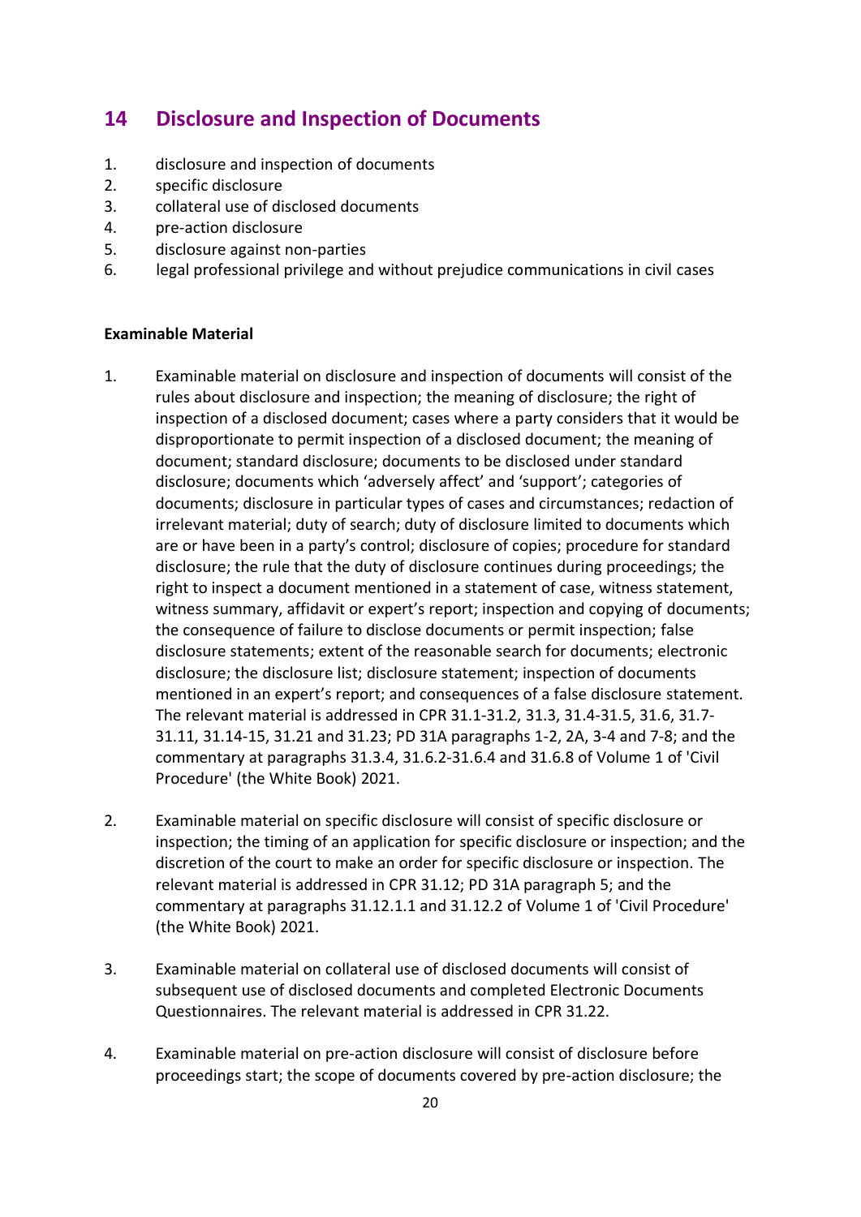## 14 Disclosure and Inspection of Documents

1. disclosure and inspection of documents
2. specific disclosure
3. collateral use of disclosed documents
4. pre-action disclosure
5. disclosure against non-parties
6. legal professional privilege and without prejudice communications in civil cases

**Examinable Material**

1. Examinable material on disclosure and inspection of documents will consist of the rules about disclosure and inspection; the meaning of disclosure; the right of inspection of a disclosed document; cases where a party considers that it would be disproportionate to permit inspection of a disclosed document; the meaning of document; standard disclosure; documents to be disclosed under standard disclosure; documents which 'adversely affect' and 'support'; categories of documents; disclosure in particular types of cases and circumstances; redaction of irrelevant material; duty of search; duty of disclosure limited to documents which are or have been in a party's control; disclosure of copies; procedure for standard disclosure; the rule that the duty of disclosure continues during proceedings; the right to inspect a document mentioned in a statement of case, witness statement, witness summary, affidavit or expert's report; inspection and copying of documents; the consequence of failure to disclose documents or permit inspection; false disclosure statements; extent of the reasonable search for documents; electronic disclosure; the disclosure list; disclosure statement; inspection of documents mentioned in an expert's report; and consequences of a false disclosure statement. The relevant material is addressed in CPR 31.1-31.2, 31.3, 31.4-31.5, 31.6, 31.7-31.11, 31.14-15, 31.21 and 31.23; PD 31A paragraphs 1-2, 2A, 3-4 and 7-8; and the commentary at paragraphs 31.3.4, 31.6.2-31.6.4 and 31.6.8 of Volume 1 of 'Civil Procedure' (the White Book) 2021.

2. Examinable material on specific disclosure will consist of specific disclosure or inspection; the timing of an application for specific disclosure or inspection; and the discretion of the court to make an order for specific disclosure or inspection. The relevant material is addressed in CPR 31.12; PD 31A paragraph 5; and the commentary at paragraphs 31.12.1.1 and 31.12.2 of Volume 1 of 'Civil Procedure' (the White Book) 2021.

3. Examinable material on collateral use of disclosed documents will consist of subsequent use of disclosed documents and completed Electronic Documents Questionnaires. The relevant material is addressed in CPR 31.22.

4. Examinable material on pre-action disclosure will consist of disclosure before proceedings start; the scope of documents covered by pre-action disclosure; the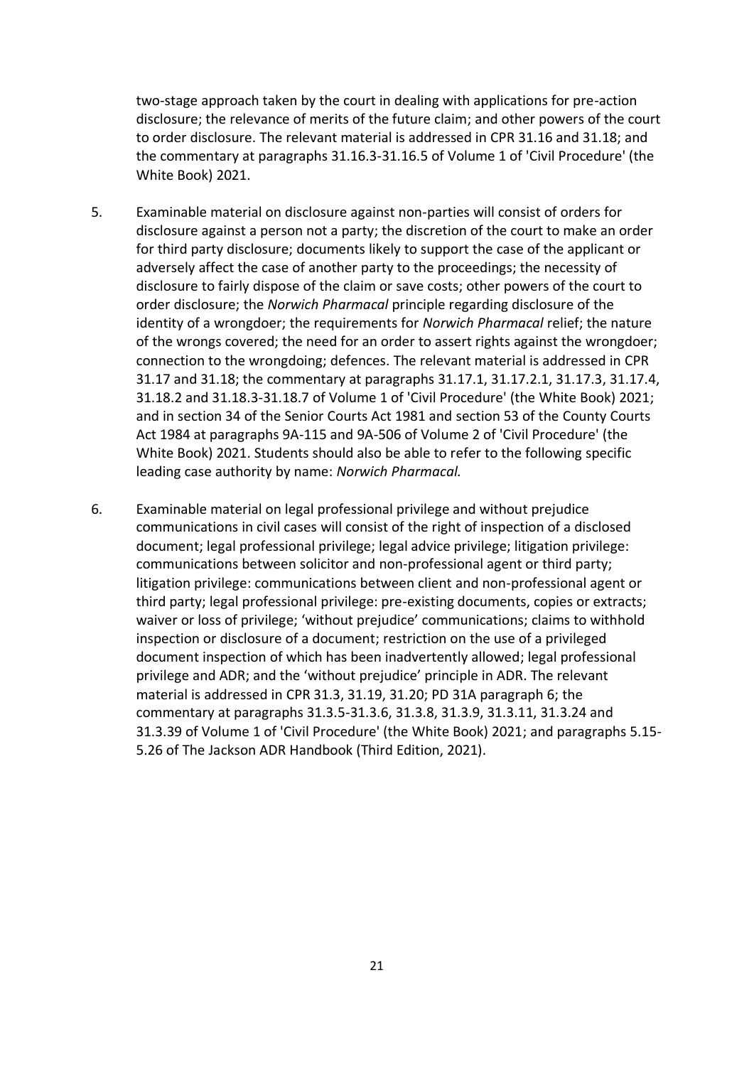two-stage approach taken by the court in dealing with applications for pre-action disclosure; the relevance of merits of the future claim; and other powers of the court to order disclosure. The relevant material is addressed in CPR 31.16 and 31.18; and the commentary at paragraphs 31.16.3-31.16.5 of Volume 1 of 'Civil Procedure' (the White Book) 2021.

5. Examinable material on disclosure against non-parties will consist of orders for disclosure against a person not a party; the discretion of the court to make an order for third party disclosure; documents likely to support the case of the applicant or adversely affect the case of another party to the proceedings; the necessity of disclosure to fairly dispose of the claim or save costs; other powers of the court to order disclosure; the *Norwich Pharmacal* principle regarding disclosure of the identity of a wrongdoer; the requirements for *Norwich Pharmacal* relief; the nature of the wrongs covered; the need for an order to assert rights against the wrongdoer; connection to the wrongdoing; defences. The relevant material is addressed in CPR 31.17 and 31.18; the commentary at paragraphs 31.17.1, 31.17.2.1, 31.17.3, 31.17.4, 31.18.2 and 31.18.3-31.18.7 of Volume 1 of 'Civil Procedure' (the White Book) 2021; and in section 34 of the Senior Courts Act 1981 and section 53 of the County Courts Act 1984 at paragraphs 9A-115 and 9A-506 of Volume 2 of 'Civil Procedure' (the White Book) 2021. Students should also be able to refer to the following specific leading case authority by name: *Norwich Pharmacal.*

6. Examinable material on legal professional privilege and without prejudice communications in civil cases will consist of the right of inspection of a disclosed document; legal professional privilege; legal advice privilege; litigation privilege: communications between solicitor and non-professional agent or third party; litigation privilege: communications between client and non-professional agent or third party; legal professional privilege: pre-existing documents, copies or extracts; waiver or loss of privilege; 'without prejudice' communications; claims to withhold inspection or disclosure of a document; restriction on the use of a privileged document inspection of which has been inadvertently allowed; legal professional privilege and ADR; and the 'without prejudice' principle in ADR. The relevant material is addressed in CPR 31.3, 31.19, 31.20; PD 31A paragraph 6; the commentary at paragraphs 31.3.5-31.3.6, 31.3.8, 31.3.9, 31.3.11, 31.3.24 and 31.3.39 of Volume 1 of 'Civil Procedure' (the White Book) 2021; and paragraphs 5.15-5.26 of The Jackson ADR Handbook (Third Edition, 2021).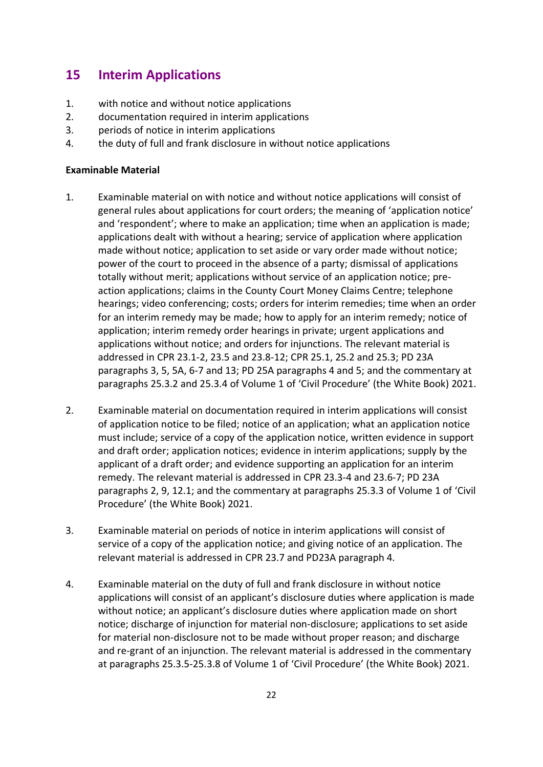## 15 Interim Applications

1. with notice and without notice applications
2. documentation required in interim applications
3. periods of notice in interim applications
4. the duty of full and frank disclosure in without notice applications

**Examinable Material**

1. Examinable material on with notice and without notice applications will consist of general rules about applications for court orders; the meaning of 'application notice' and 'respondent'; where to make an application; time when an application is made; applications dealt with without a hearing; service of application where application made without notice; application to set aside or vary order made without notice; power of the court to proceed in the absence of a party; dismissal of applications totally without merit; applications without service of an application notice; pre-action applications; claims in the County Court Money Claims Centre; telephone hearings; video conferencing; costs; orders for interim remedies; time when an order for an interim remedy may be made; how to apply for an interim remedy; notice of application; interim remedy order hearings in private; urgent applications and applications without notice; and orders for injunctions. The relevant material is addressed in CPR 23.1-2, 23.5 and 23.8-12; CPR 25.1, 25.2 and 25.3; PD 23A paragraphs 3, 5, 5A, 6-7 and 13; PD 25A paragraphs 4 and 5; and the commentary at paragraphs 25.3.2 and 25.3.4 of Volume 1 of 'Civil Procedure' (the White Book) 2021.

2. Examinable material on documentation required in interim applications will consist of application notice to be filed; notice of an application; what an application notice must include; service of a copy of the application notice, written evidence in support and draft order; application notices; evidence in interim applications; supply by the applicant of a draft order; and evidence supporting an application for an interim remedy. The relevant material is addressed in CPR 23.3-4 and 23.6-7; PD 23A paragraphs 2, 9, 12.1; and the commentary at paragraphs 25.3.3 of Volume 1 of 'Civil Procedure' (the White Book) 2021.

3. Examinable material on periods of notice in interim applications will consist of service of a copy of the application notice; and giving notice of an application. The relevant material is addressed in CPR 23.7 and PD23A paragraph 4.

4. Examinable material on the duty of full and frank disclosure in without notice applications will consist of an applicant's disclosure duties where application is made without notice; an applicant's disclosure duties where application made on short notice; discharge of injunction for material non-disclosure; applications to set aside for material non-disclosure not to be made without proper reason; and discharge and re-grant of an injunction. The relevant material is addressed in the commentary at paragraphs 25.3.5-25.3.8 of Volume 1 of 'Civil Procedure' (the White Book) 2021.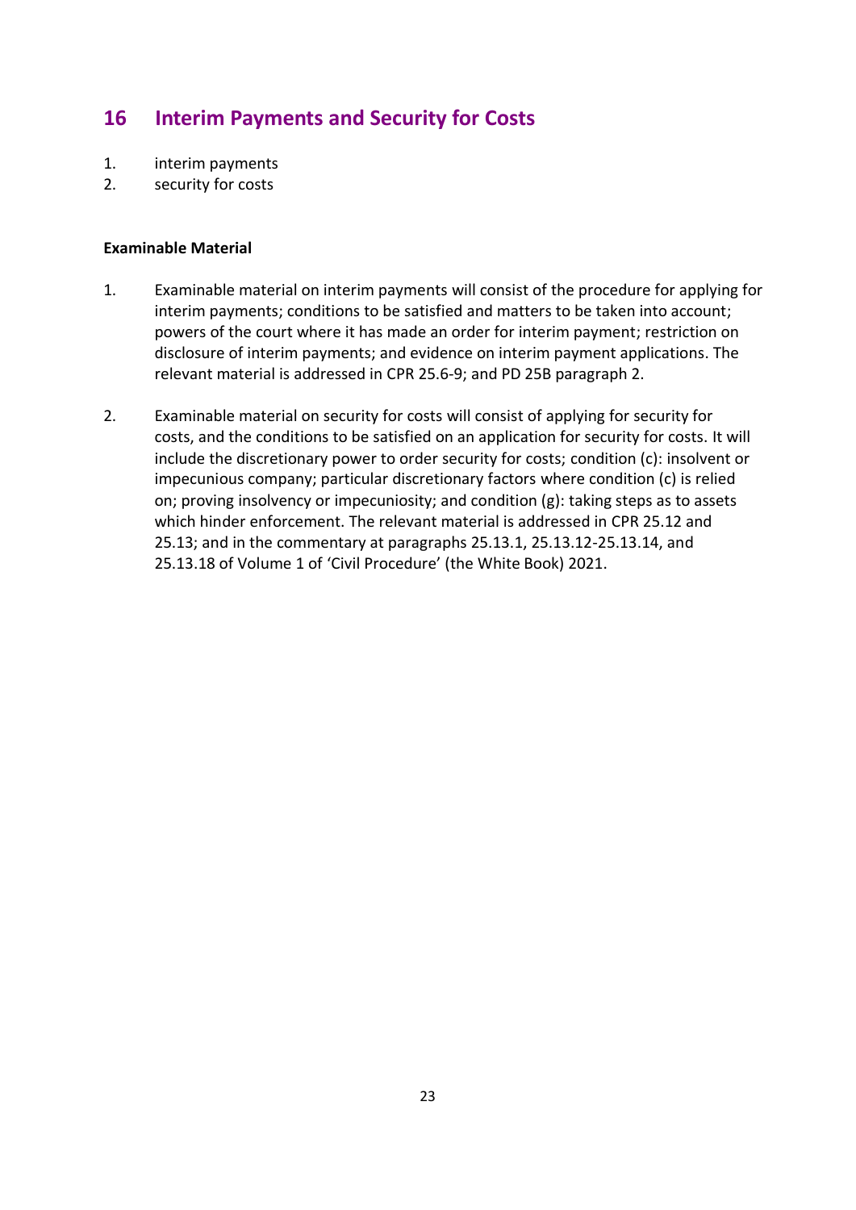## 16 Interim Payments and Security for Costs

1. interim payments
2. security for costs

**Examinable Material**

1. Examinable material on interim payments will consist of the procedure for applying for interim payments; conditions to be satisfied and matters to be taken into account; powers of the court where it has made an order for interim payment; restriction on disclosure of interim payments; and evidence on interim payment applications. The relevant material is addressed in CPR 25.6-9; and PD 25B paragraph 2.

2. Examinable material on security for costs will consist of applying for security for costs, and the conditions to be satisfied on an application for security for costs. It will include the discretionary power to order security for costs; condition (c): insolvent or impecunious company; particular discretionary factors where condition (c) is relied on; proving insolvency or impecuniosity; and condition (g): taking steps as to assets which hinder enforcement. The relevant material is addressed in CPR 25.12 and 25.13; and in the commentary at paragraphs 25.13.1, 25.13.12-25.13.14, and 25.13.18 of Volume 1 of 'Civil Procedure' (the White Book) 2021.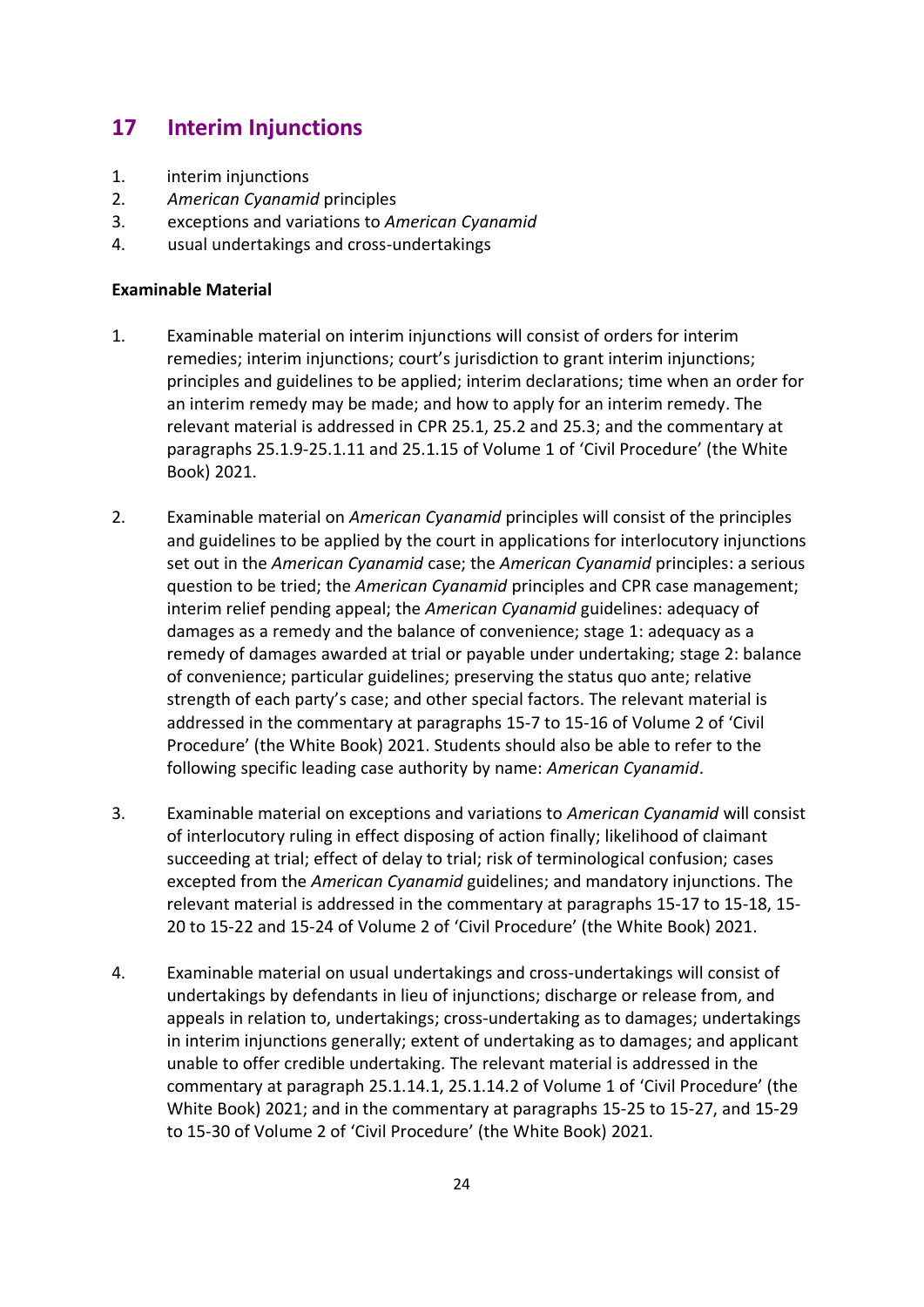## 17 Interim Injunctions

1. interim injunctions
2. *American Cyanamid* principles
3. exceptions and variations to *American Cyanamid*
4. usual undertakings and cross-undertakings

**Examinable Material**

1. Examinable material on interim injunctions will consist of orders for interim remedies; interim injunctions; court's jurisdiction to grant interim injunctions; principles and guidelines to be applied; interim declarations; time when an order for an interim remedy may be made; and how to apply for an interim remedy. The relevant material is addressed in CPR 25.1, 25.2 and 25.3; and the commentary at paragraphs 25.1.9-25.1.11 and 25.1.15 of Volume 1 of 'Civil Procedure' (the White Book) 2021.

2. Examinable material on *American Cyanamid* principles will consist of the principles and guidelines to be applied by the court in applications for interlocutory injunctions set out in the *American Cyanamid* case; the *American Cyanamid* principles: a serious question to be tried; the *American Cyanamid* principles and CPR case management; interim relief pending appeal; the *American Cyanamid* guidelines: adequacy of damages as a remedy and the balance of convenience; stage 1: adequacy as a remedy of damages awarded at trial or payable under undertaking; stage 2: balance of convenience; particular guidelines; preserving the status quo ante; relative strength of each party's case; and other special factors. The relevant material is addressed in the commentary at paragraphs 15-7 to 15-16 of Volume 2 of 'Civil Procedure' (the White Book) 2021. Students should also be able to refer to the following specific leading case authority by name: *American Cyanamid*.

3. Examinable material on exceptions and variations to *American Cyanamid* will consist of interlocutory ruling in effect disposing of action finally; likelihood of claimant succeeding at trial; effect of delay to trial; risk of terminological confusion; cases excepted from the *American Cyanamid* guidelines; and mandatory injunctions. The relevant material is addressed in the commentary at paragraphs 15-17 to 15-18, 15-20 to 15-22 and 15-24 of Volume 2 of 'Civil Procedure' (the White Book) 2021.

4. Examinable material on usual undertakings and cross-undertakings will consist of undertakings by defendants in lieu of injunctions; discharge or release from, and appeals in relation to, undertakings; cross-undertaking as to damages; undertakings in interim injunctions generally; extent of undertaking as to damages; and applicant unable to offer credible undertaking. The relevant material is addressed in the commentary at paragraph 25.1.14.1, 25.1.14.2 of Volume 1 of 'Civil Procedure' (the White Book) 2021; and in the commentary at paragraphs 15-25 to 15-27, and 15-29 to 15-30 of Volume 2 of 'Civil Procedure' (the White Book) 2021.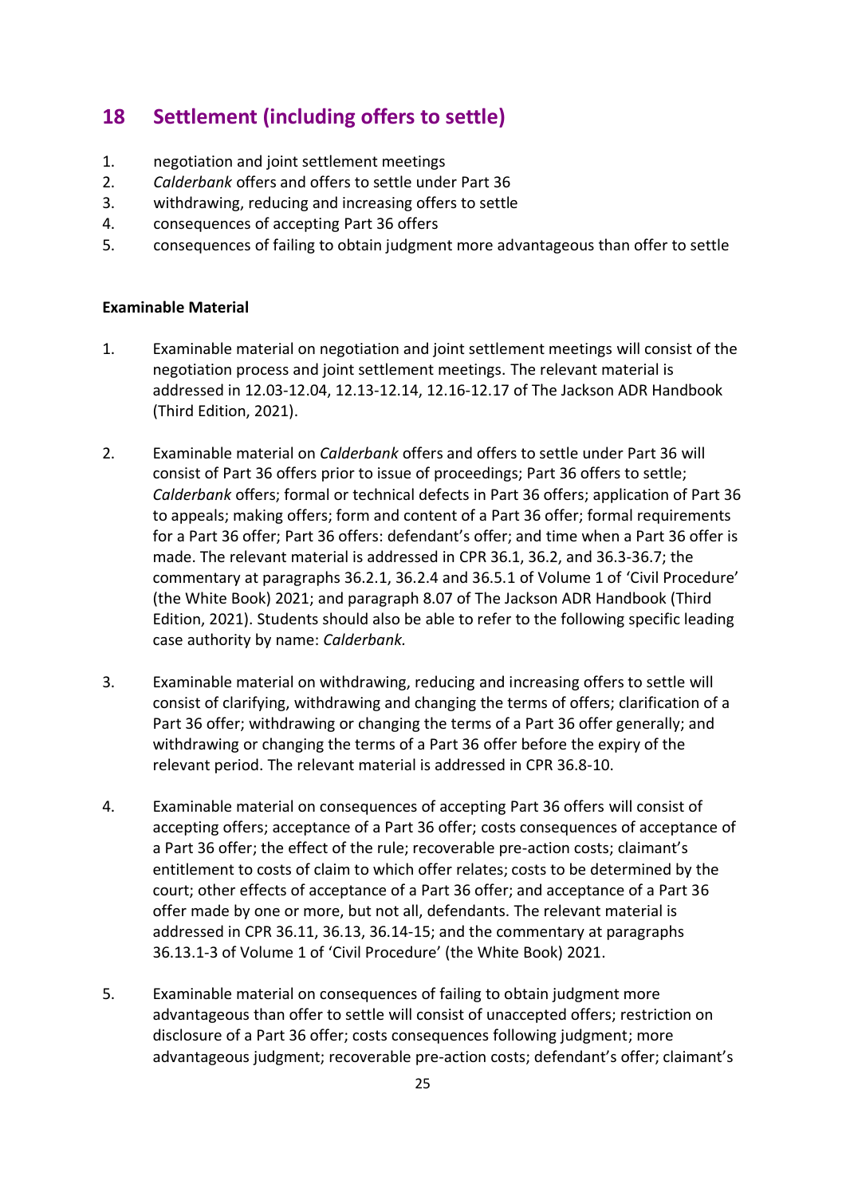## 18 Settlement (including offers to settle)

1. negotiation and joint settlement meetings
2. *Calderbank* offers and offers to settle under Part 36
3. withdrawing, reducing and increasing offers to settle
4. consequences of accepting Part 36 offers
5. consequences of failing to obtain judgment more advantageous than offer to settle

**Examinable Material**

1. Examinable material on negotiation and joint settlement meetings will consist of the negotiation process and joint settlement meetings. The relevant material is addressed in 12.03-12.04, 12.13-12.14, 12.16-12.17 of The Jackson ADR Handbook (Third Edition, 2021).

2. Examinable material on *Calderbank* offers and offers to settle under Part 36 will consist of Part 36 offers prior to issue of proceedings; Part 36 offers to settle; *Calderbank* offers; formal or technical defects in Part 36 offers; application of Part 36 to appeals; making offers; form and content of a Part 36 offer; formal requirements for a Part 36 offer; Part 36 offers: defendant's offer; and time when a Part 36 offer is made. The relevant material is addressed in CPR 36.1, 36.2, and 36.3-36.7; the commentary at paragraphs 36.2.1, 36.2.4 and 36.5.1 of Volume 1 of 'Civil Procedure' (the White Book) 2021; and paragraph 8.07 of The Jackson ADR Handbook (Third Edition, 2021). Students should also be able to refer to the following specific leading case authority by name: *Calderbank.*

3. Examinable material on withdrawing, reducing and increasing offers to settle will consist of clarifying, withdrawing and changing the terms of offers; clarification of a Part 36 offer; withdrawing or changing the terms of a Part 36 offer generally; and withdrawing or changing the terms of a Part 36 offer before the expiry of the relevant period. The relevant material is addressed in CPR 36.8-10.

4. Examinable material on consequences of accepting Part 36 offers will consist of accepting offers; acceptance of a Part 36 offer; costs consequences of acceptance of a Part 36 offer; the effect of the rule; recoverable pre-action costs; claimant's entitlement to costs of claim to which offer relates; costs to be determined by the court; other effects of acceptance of a Part 36 offer; and acceptance of a Part 36 offer made by one or more, but not all, defendants. The relevant material is addressed in CPR 36.11, 36.13, 36.14-15; and the commentary at paragraphs 36.13.1-3 of Volume 1 of 'Civil Procedure' (the White Book) 2021.

5. Examinable material on consequences of failing to obtain judgment more advantageous than offer to settle will consist of unaccepted offers; restriction on disclosure of a Part 36 offer; costs consequences following judgment; more advantageous judgment; recoverable pre-action costs; defendant's offer; claimant's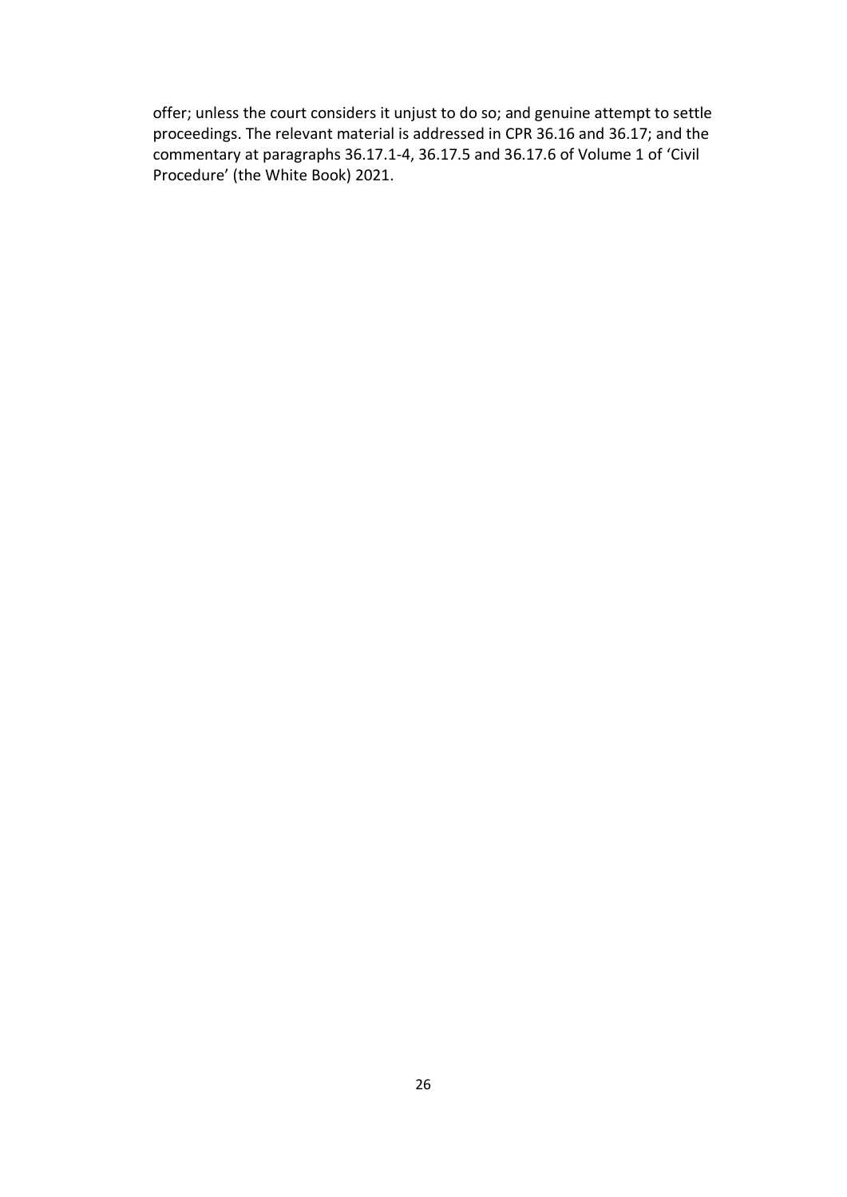offer; unless the court considers it unjust to do so; and genuine attempt to settle proceedings. The relevant material is addressed in CPR 36.16 and 36.17; and the commentary at paragraphs 36.17.1-4, 36.17.5 and 36.17.6 of Volume 1 of 'Civil Procedure' (the White Book) 2021.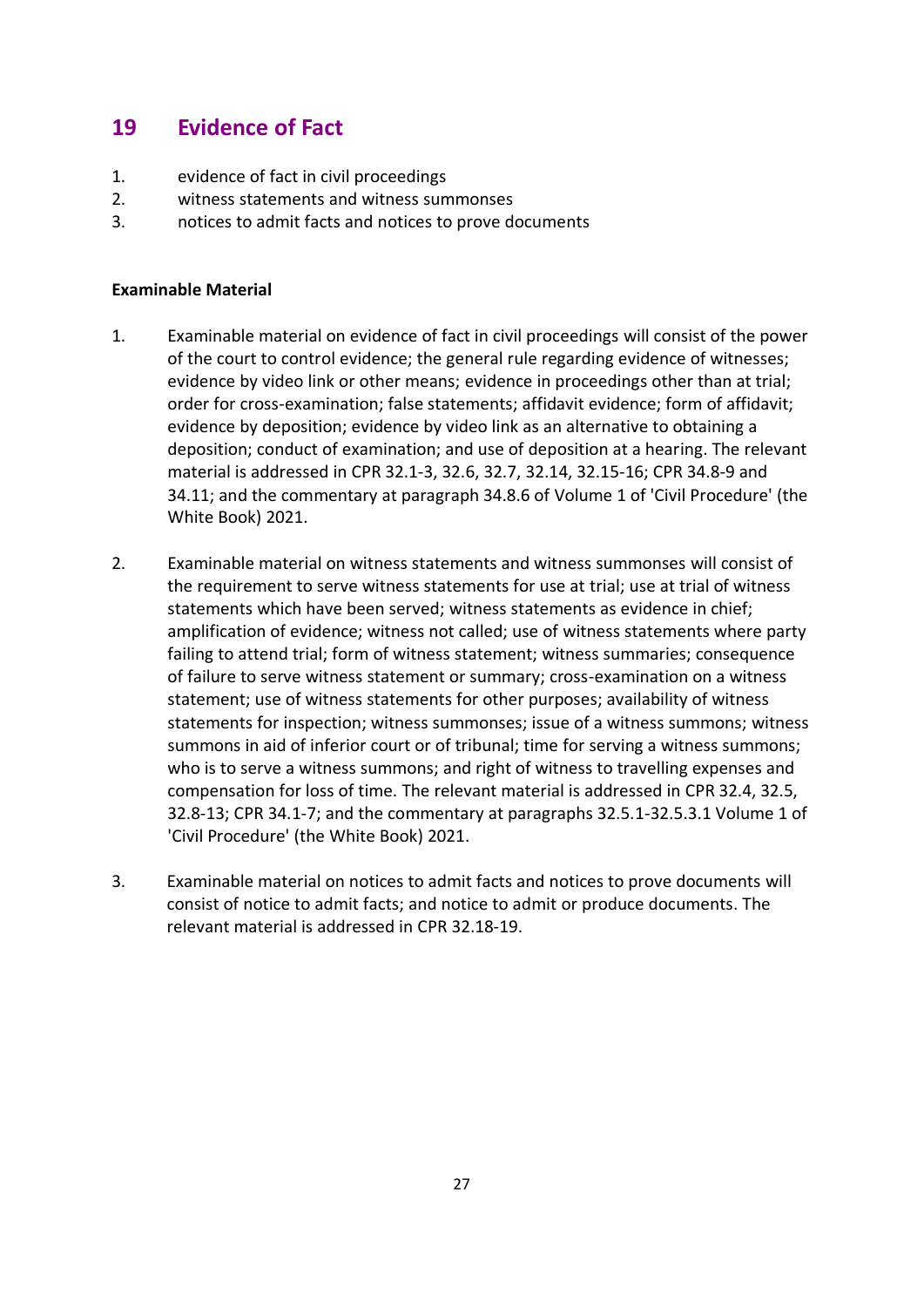## 19 Evidence of Fact

1. evidence of fact in civil proceedings
2. witness statements and witness summonses
3. notices to admit facts and notices to prove documents

**Examinable Material**

1. Examinable material on evidence of fact in civil proceedings will consist of the power of the court to control evidence; the general rule regarding evidence of witnesses; evidence by video link or other means; evidence in proceedings other than at trial; order for cross-examination; false statements; affidavit evidence; form of affidavit; evidence by deposition; evidence by video link as an alternative to obtaining a deposition; conduct of examination; and use of deposition at a hearing. The relevant material is addressed in CPR 32.1-3, 32.6, 32.7, 32.14, 32.15-16; CPR 34.8-9 and 34.11; and the commentary at paragraph 34.8.6 of Volume 1 of 'Civil Procedure' (the White Book) 2021.

2. Examinable material on witness statements and witness summonses will consist of the requirement to serve witness statements for use at trial; use at trial of witness statements which have been served; witness statements as evidence in chief; amplification of evidence; witness not called; use of witness statements where party failing to attend trial; form of witness statement; witness summaries; consequence of failure to serve witness statement or summary; cross-examination on a witness statement; use of witness statements for other purposes; availability of witness statements for inspection; witness summonses; issue of a witness summons; witness summons in aid of inferior court or of tribunal; time for serving a witness summons; who is to serve a witness summons; and right of witness to travelling expenses and compensation for loss of time. The relevant material is addressed in CPR 32.4, 32.5, 32.8-13; CPR 34.1-7; and the commentary at paragraphs 32.5.1-32.5.3.1 Volume 1 of 'Civil Procedure' (the White Book) 2021.

3. Examinable material on notices to admit facts and notices to prove documents will consist of notice to admit facts; and notice to admit or produce documents. The relevant material is addressed in CPR 32.18-19.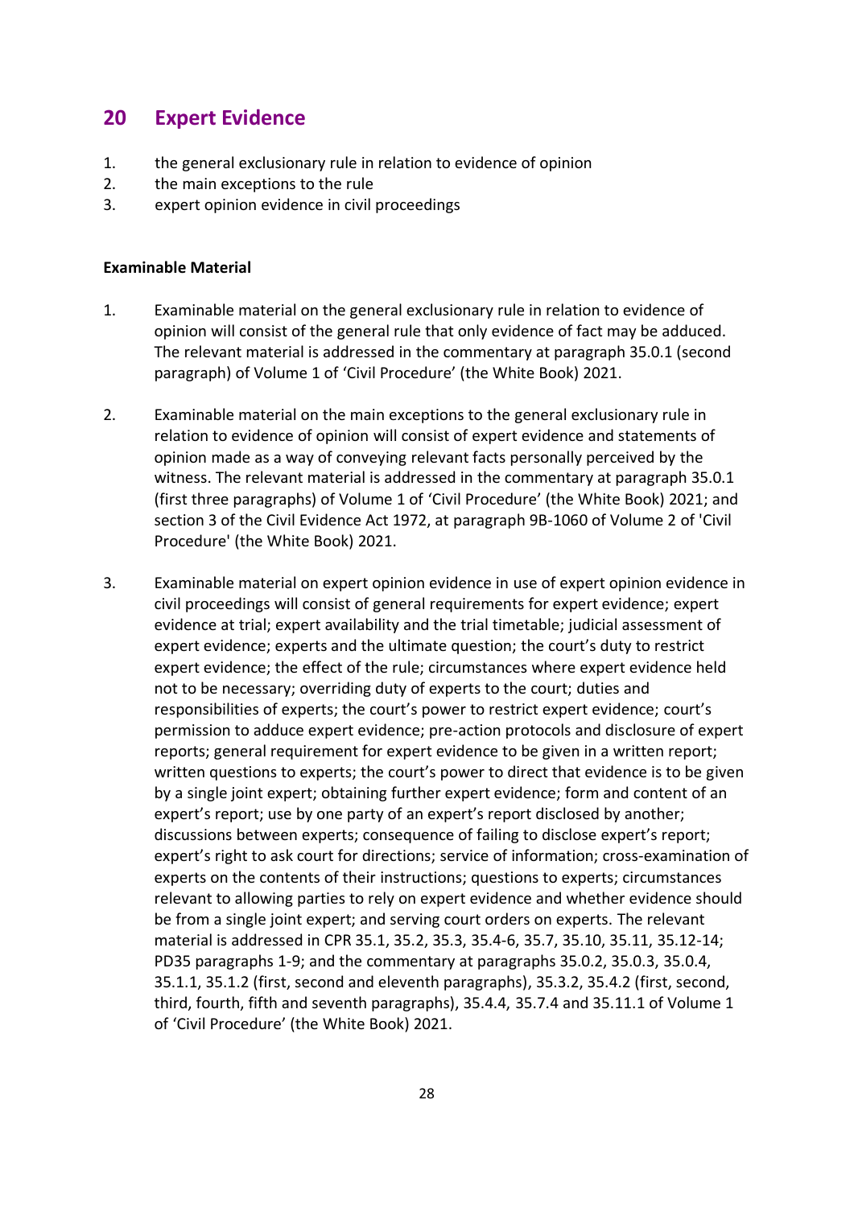## 20 Expert Evidence

1. the general exclusionary rule in relation to evidence of opinion
2. the main exceptions to the rule
3. expert opinion evidence in civil proceedings

**Examinable Material**

1. Examinable material on the general exclusionary rule in relation to evidence of opinion will consist of the general rule that only evidence of fact may be adduced. The relevant material is addressed in the commentary at paragraph 35.0.1 (second paragraph) of Volume 1 of 'Civil Procedure' (the White Book) 2021.

2. Examinable material on the main exceptions to the general exclusionary rule in relation to evidence of opinion will consist of expert evidence and statements of opinion made as a way of conveying relevant facts personally perceived by the witness. The relevant material is addressed in the commentary at paragraph 35.0.1 (first three paragraphs) of Volume 1 of 'Civil Procedure' (the White Book) 2021; and section 3 of the Civil Evidence Act 1972, at paragraph 9B-1060 of Volume 2 of 'Civil Procedure' (the White Book) 2021.

3. Examinable material on expert opinion evidence in use of expert opinion evidence in civil proceedings will consist of general requirements for expert evidence; expert evidence at trial; expert availability and the trial timetable; judicial assessment of expert evidence; experts and the ultimate question; the court's duty to restrict expert evidence; the effect of the rule; circumstances where expert evidence held not to be necessary; overriding duty of experts to the court; duties and responsibilities of experts; the court's power to restrict expert evidence; court's permission to adduce expert evidence; pre-action protocols and disclosure of expert reports; general requirement for expert evidence to be given in a written report; written questions to experts; the court's power to direct that evidence is to be given by a single joint expert; obtaining further expert evidence; form and content of an expert's report; use by one party of an expert's report disclosed by another; discussions between experts; consequence of failing to disclose expert's report; expert's right to ask court for directions; service of information; cross-examination of experts on the contents of their instructions; questions to experts; circumstances relevant to allowing parties to rely on expert evidence and whether evidence should be from a single joint expert; and serving court orders on experts. The relevant material is addressed in CPR 35.1, 35.2, 35.3, 35.4-6, 35.7, 35.10, 35.11, 35.12-14; PD35 paragraphs 1-9; and the commentary at paragraphs 35.0.2, 35.0.3, 35.0.4, 35.1.1, 35.1.2 (first, second and eleventh paragraphs), 35.3.2, 35.4.2 (first, second, third, fourth, fifth and seventh paragraphs), 35.4.4, 35.7.4 and 35.11.1 of Volume 1 of 'Civil Procedure' (the White Book) 2021.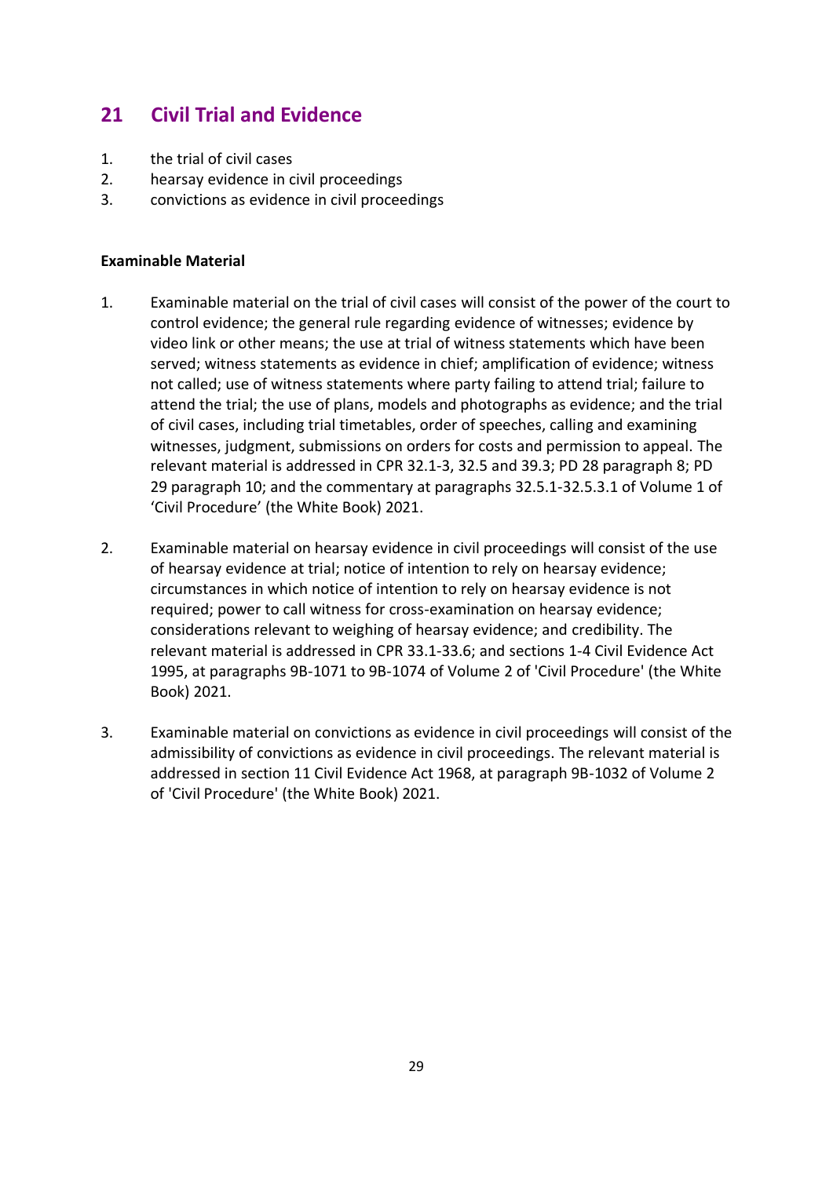## 21 Civil Trial and Evidence

1. the trial of civil cases
2. hearsay evidence in civil proceedings
3. convictions as evidence in civil proceedings

**Examinable Material**

1. Examinable material on the trial of civil cases will consist of the power of the court to control evidence; the general rule regarding evidence of witnesses; evidence by video link or other means; the use at trial of witness statements which have been served; witness statements as evidence in chief; amplification of evidence; witness not called; use of witness statements where party failing to attend trial; failure to attend the trial; the use of plans, models and photographs as evidence; and the trial of civil cases, including trial timetables, order of speeches, calling and examining witnesses, judgment, submissions on orders for costs and permission to appeal. The relevant material is addressed in CPR 32.1-3, 32.5 and 39.3; PD 28 paragraph 8; PD 29 paragraph 10; and the commentary at paragraphs 32.5.1-32.5.3.1 of Volume 1 of 'Civil Procedure' (the White Book) 2021.

2. Examinable material on hearsay evidence in civil proceedings will consist of the use of hearsay evidence at trial; notice of intention to rely on hearsay evidence; circumstances in which notice of intention to rely on hearsay evidence is not required; power to call witness for cross-examination on hearsay evidence; considerations relevant to weighing of hearsay evidence; and credibility. The relevant material is addressed in CPR 33.1-33.6; and sections 1-4 Civil Evidence Act 1995, at paragraphs 9B-1071 to 9B-1074 of Volume 2 of 'Civil Procedure' (the White Book) 2021.

3. Examinable material on convictions as evidence in civil proceedings will consist of the admissibility of convictions as evidence in civil proceedings. The relevant material is addressed in section 11 Civil Evidence Act 1968, at paragraph 9B-1032 of Volume 2 of 'Civil Procedure' (the White Book) 2021.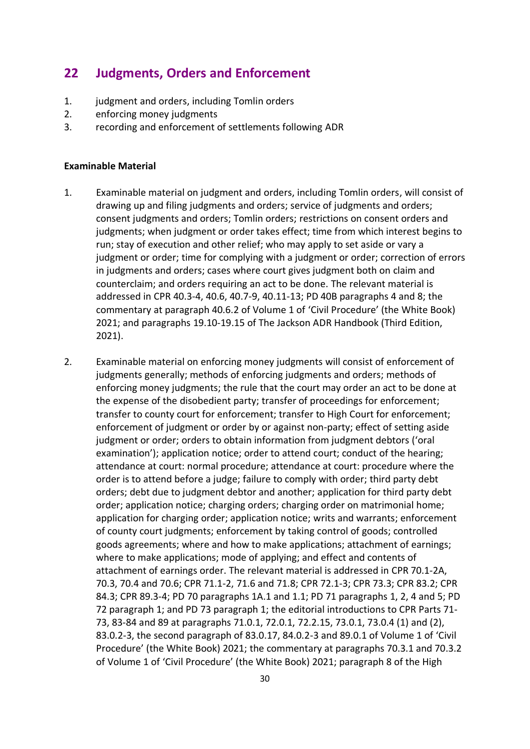## 22 Judgments, Orders and Enforcement

1. judgment and orders, including Tomlin orders
2. enforcing money judgments
3. recording and enforcement of settlements following ADR

**Examinable Material**

1. Examinable material on judgment and orders, including Tomlin orders, will consist of drawing up and filing judgments and orders; service of judgments and orders; consent judgments and orders; Tomlin orders; restrictions on consent orders and judgments; when judgment or order takes effect; time from which interest begins to run; stay of execution and other relief; who may apply to set aside or vary a judgment or order; time for complying with a judgment or order; correction of errors in judgments and orders; cases where court gives judgment both on claim and counterclaim; and orders requiring an act to be done. The relevant material is addressed in CPR 40.3-4, 40.6, 40.7-9, 40.11-13; PD 40B paragraphs 4 and 8; the commentary at paragraph 40.6.2 of Volume 1 of 'Civil Procedure' (the White Book) 2021; and paragraphs 19.10-19.15 of The Jackson ADR Handbook (Third Edition, 2021).

2. Examinable material on enforcing money judgments will consist of enforcement of judgments generally; methods of enforcing judgments and orders; methods of enforcing money judgments; the rule that the court may order an act to be done at the expense of the disobedient party; transfer of proceedings for enforcement; transfer to county court for enforcement; transfer to High Court for enforcement; enforcement of judgment or order by or against non-party; effect of setting aside judgment or order; orders to obtain information from judgment debtors ('oral examination'); application notice; order to attend court; conduct of the hearing; attendance at court: normal procedure; attendance at court: procedure where the order is to attend before a judge; failure to comply with order; third party debt orders; debt due to judgment debtor and another; application for third party debt order; application notice; charging orders; charging order on matrimonial home; application for charging order; application notice; writs and warrants; enforcement of county court judgments; enforcement by taking control of goods; controlled goods agreements; where and how to make applications; attachment of earnings; where to make applications; mode of applying; and effect and contents of attachment of earnings order. The relevant material is addressed in CPR 70.1-2A, 70.3, 70.4 and 70.6; CPR 71.1-2, 71.6 and 71.8; CPR 72.1-3; CPR 73.3; CPR 83.2; CPR 84.3; CPR 89.3-4; PD 70 paragraphs 1A.1 and 1.1; PD 71 paragraphs 1, 2, 4 and 5; PD 72 paragraph 1; and PD 73 paragraph 1; the editorial introductions to CPR Parts 71-73, 83-84 and 89 at paragraphs 71.0.1, 72.0.1, 72.2.15, 73.0.1, 73.0.4 (1) and (2), 83.0.2-3, the second paragraph of 83.0.17, 84.0.2-3 and 89.0.1 of Volume 1 of 'Civil Procedure' (the White Book) 2021; the commentary at paragraphs 70.3.1 and 70.3.2 of Volume 1 of 'Civil Procedure' (the White Book) 2021; paragraph 8 of the High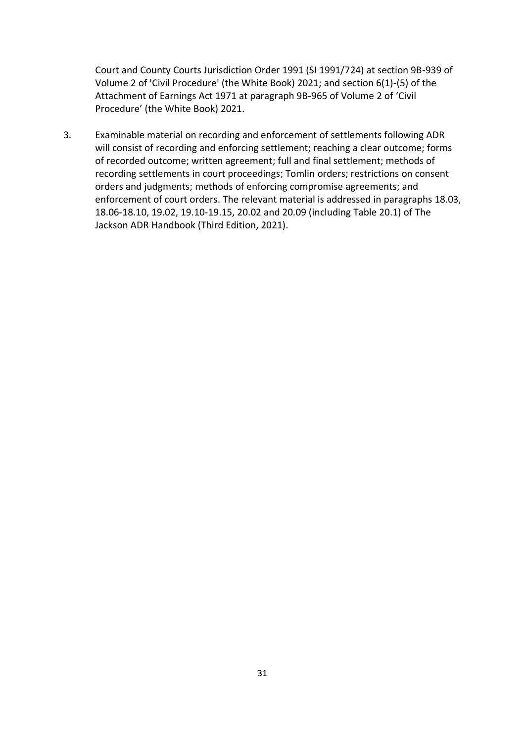Court and County Courts Jurisdiction Order 1991 (SI 1991/724) at section 9B-939 of Volume 2 of 'Civil Procedure' (the White Book) 2021; and section 6(1)-(5) of the Attachment of Earnings Act 1971 at paragraph 9B-965 of Volume 2 of 'Civil Procedure' (the White Book) 2021.

3. Examinable material on recording and enforcement of settlements following ADR will consist of recording and enforcing settlement; reaching a clear outcome; forms of recorded outcome; written agreement; full and final settlement; methods of recording settlements in court proceedings; Tomlin orders; restrictions on consent orders and judgments; methods of enforcing compromise agreements; and enforcement of court orders. The relevant material is addressed in paragraphs 18.03, 18.06-18.10, 19.02, 19.10-19.15, 20.02 and 20.09 (including Table 20.1) of The Jackson ADR Handbook (Third Edition, 2021).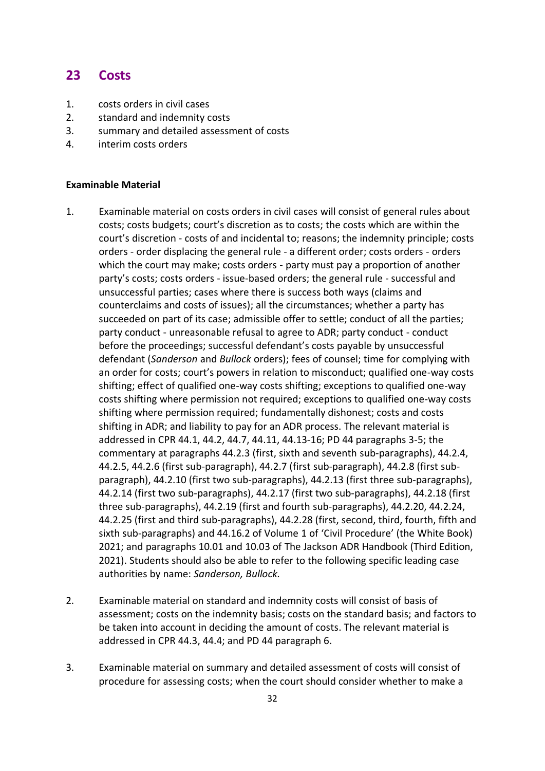## 23 Costs

1. costs orders in civil cases
2. standard and indemnity costs
3. summary and detailed assessment of costs
4. interim costs orders

**Examinable Material**

1. Examinable material on costs orders in civil cases will consist of general rules about costs; costs budgets; court's discretion as to costs; the costs which are within the court's discretion - costs of and incidental to; reasons; the indemnity principle; costs orders - order displacing the general rule - a different order; costs orders - orders which the court may make; costs orders - party must pay a proportion of another party's costs; costs orders - issue-based orders; the general rule - successful and unsuccessful parties; cases where there is success both ways (claims and counterclaims and costs of issues); all the circumstances; whether a party has succeeded on part of its case; admissible offer to settle; conduct of all the parties; party conduct - unreasonable refusal to agree to ADR; party conduct - conduct before the proceedings; successful defendant's costs payable by unsuccessful defendant (*Sanderson* and *Bullock* orders); fees of counsel; time for complying with an order for costs; court's powers in relation to misconduct; qualified one-way costs shifting; effect of qualified one-way costs shifting; exceptions to qualified one-way costs shifting where permission not required; exceptions to qualified one-way costs shifting where permission required; fundamentally dishonest; costs and costs shifting in ADR; and liability to pay for an ADR process. The relevant material is addressed in CPR 44.1, 44.2, 44.7, 44.11, 44.13-16; PD 44 paragraphs 3-5; the commentary at paragraphs 44.2.3 (first, sixth and seventh sub-paragraphs), 44.2.4, 44.2.5, 44.2.6 (first sub-paragraph), 44.2.7 (first sub-paragraph), 44.2.8 (first sub-paragraph), 44.2.10 (first two sub-paragraphs), 44.2.13 (first three sub-paragraphs), 44.2.14 (first two sub-paragraphs), 44.2.17 (first two sub-paragraphs), 44.2.18 (first three sub-paragraphs), 44.2.19 (first and fourth sub-paragraphs), 44.2.20, 44.2.24, 44.2.25 (first and third sub-paragraphs), 44.2.28 (first, second, third, fourth, fifth and sixth sub-paragraphs) and 44.16.2 of Volume 1 of 'Civil Procedure' (the White Book) 2021; and paragraphs 10.01 and 10.03 of The Jackson ADR Handbook (Third Edition, 2021). Students should also be able to refer to the following specific leading case authorities by name: *Sanderson, Bullock.*

2. Examinable material on standard and indemnity costs will consist of basis of assessment; costs on the indemnity basis; costs on the standard basis; and factors to be taken into account in deciding the amount of costs. The relevant material is addressed in CPR 44.3, 44.4; and PD 44 paragraph 6.

3. Examinable material on summary and detailed assessment of costs will consist of procedure for assessing costs; when the court should consider whether to make a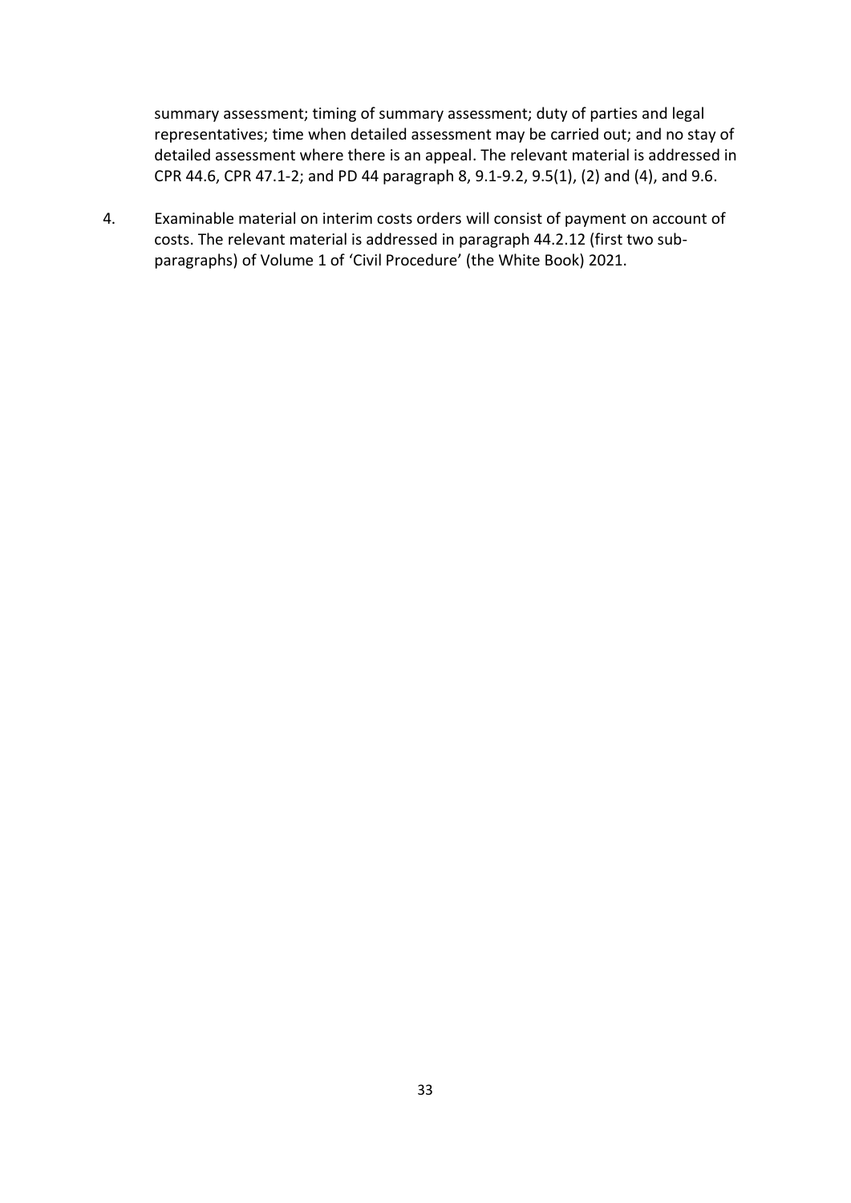summary assessment; timing of summary assessment; duty of parties and legal representatives; time when detailed assessment may be carried out; and no stay of detailed assessment where there is an appeal. The relevant material is addressed in CPR 44.6, CPR 47.1-2; and PD 44 paragraph 8, 9.1-9.2, 9.5(1), (2) and (4), and 9.6.

4. Examinable material on interim costs orders will consist of payment on account of costs. The relevant material is addressed in paragraph 44.2.12 (first two sub-paragraphs) of Volume 1 of 'Civil Procedure' (the White Book) 2021.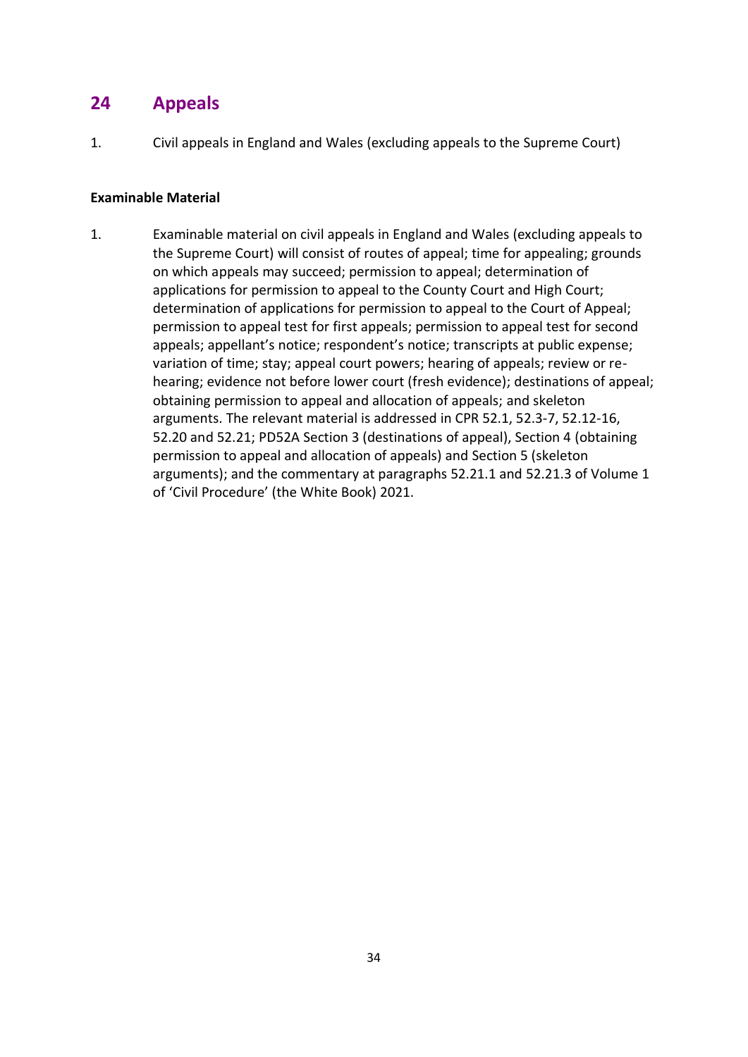## 24 Appeals

1. Civil appeals in England and Wales (excluding appeals to the Supreme Court)

**Examinable Material**

1. Examinable material on civil appeals in England and Wales (excluding appeals to the Supreme Court) will consist of routes of appeal; time for appealing; grounds on which appeals may succeed; permission to appeal; determination of applications for permission to appeal to the County Court and High Court; determination of applications for permission to appeal to the Court of Appeal; permission to appeal test for first appeals; permission to appeal test for second appeals; appellant's notice; respondent's notice; transcripts at public expense; variation of time; stay; appeal court powers; hearing of appeals; review or re-hearing; evidence not before lower court (fresh evidence); destinations of appeal; obtaining permission to appeal and allocation of appeals; and skeleton arguments. The relevant material is addressed in CPR 52.1, 52.3-7, 52.12-16, 52.20 and 52.21; PD52A Section 3 (destinations of appeal), Section 4 (obtaining permission to appeal and allocation of appeals) and Section 5 (skeleton arguments); and the commentary at paragraphs 52.21.1 and 52.21.3 of Volume 1 of 'Civil Procedure' (the White Book) 2021.